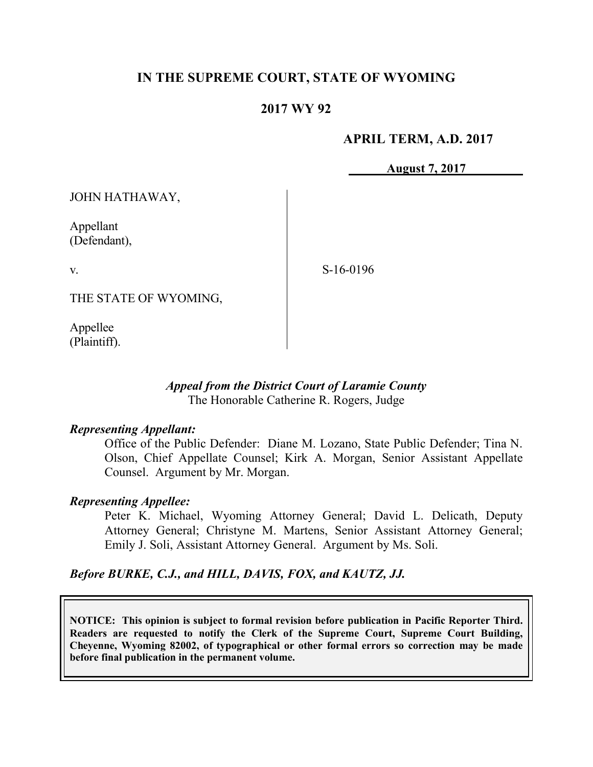**IN THE SUPREME COURT, STATE OF WYOMING**

**2017 WY 92**

**APRIL TERM, A.D. 2017**

**August 7, 2017**

JOHN HATHAWAY,

Appellant
(Defendant),

v.

THE STATE OF WYOMING,

Appellee
(Plaintiff).

S-16-0196

*Appeal from the District Court of Laramie County*
The Honorable Catherine R. Rogers, Judge

***Representing Appellant:***

Office of the Public Defender: Diane M. Lozano, State Public Defender; Tina N. Olson, Chief Appellate Counsel; Kirk A. Morgan, Senior Assistant Appellate Counsel. Argument by Mr. Morgan.

***Representing Appellee:***

Peter K. Michael, Wyoming Attorney General; David L. Delicath, Deputy Attorney General; Christyne M. Martens, Senior Assistant Attorney General; Emily J. Soli, Assistant Attorney General. Argument by Ms. Soli.

***Before BURKE, C.J., and HILL, DAVIS, FOX, and KAUTZ, JJ.***

**NOTICE: This opinion is subject to formal revision before publication in Pacific Reporter Third. Readers are requested to notify the Clerk of the Supreme Court, Supreme Court Building, Cheyenne, Wyoming 82002, of typographical or other formal errors so correction may be made before final publication in the permanent volume.**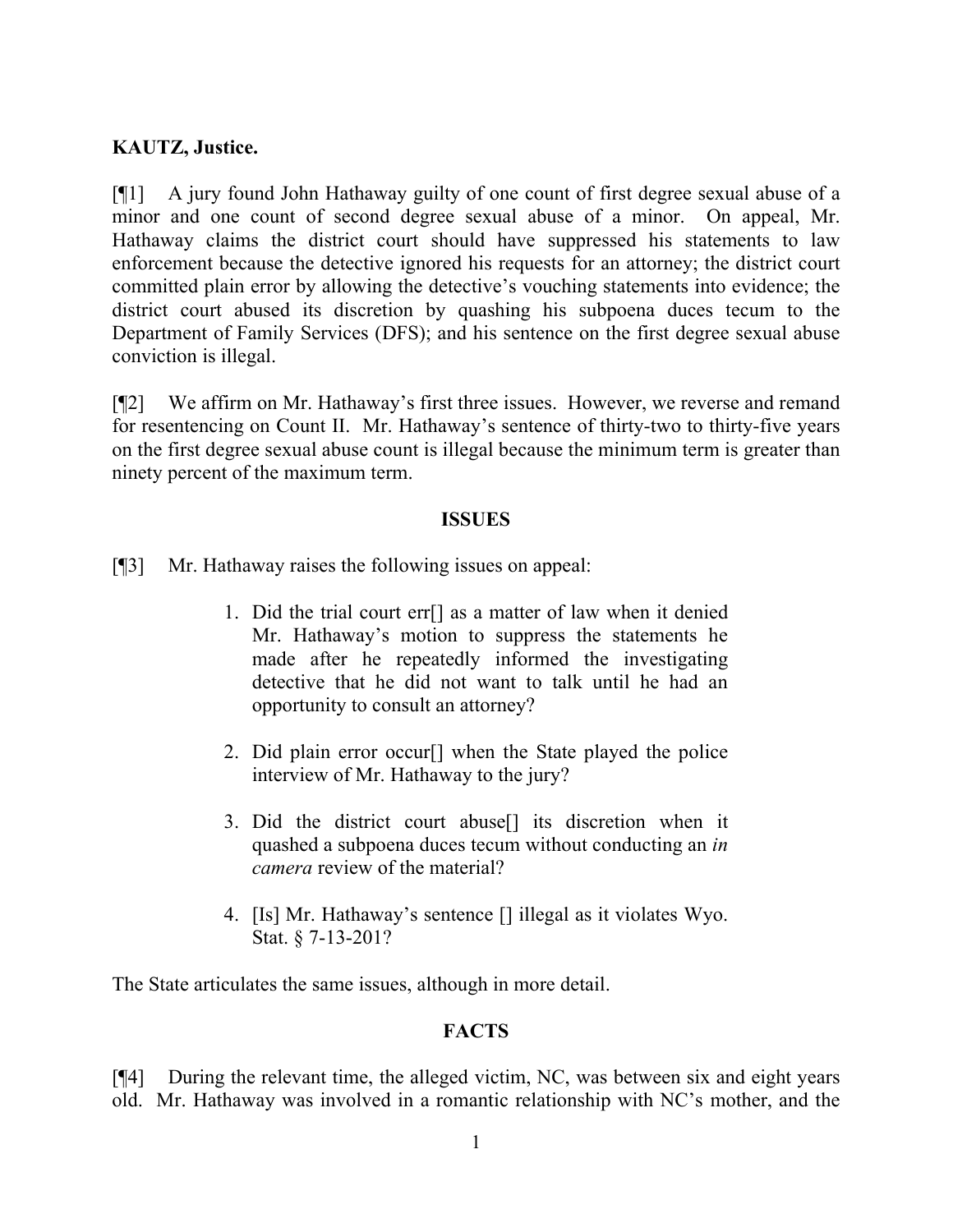**KAUTZ, Justice.**

[¶1] A jury found John Hathaway guilty of one count of first degree sexual abuse of a minor and one count of second degree sexual abuse of a minor. On appeal, Mr. Hathaway claims the district court should have suppressed his statements to law enforcement because the detective ignored his requests for an attorney; the district court committed plain error by allowing the detective's vouching statements into evidence; the district court abused its discretion by quashing his subpoena duces tecum to the Department of Family Services (DFS); and his sentence on the first degree sexual abuse conviction is illegal.

[¶2] We affirm on Mr. Hathaway's first three issues. However, we reverse and remand for resentencing on Count II. Mr. Hathaway's sentence of thirty-two to thirty-five years on the first degree sexual abuse count is illegal because the minimum term is greater than ninety percent of the maximum term.

## ISSUES

[¶3] Mr. Hathaway raises the following issues on appeal:

> 1. Did the trial court err[] as a matter of law when it denied Mr. Hathaway's motion to suppress the statements he made after he repeatedly informed the investigating detective that he did not want to talk until he had an opportunity to consult an attorney?
>
> 2. Did plain error occur[] when the State played the police interview of Mr. Hathaway to the jury?
>
> 3. Did the district court abuse[] its discretion when it quashed a subpoena duces tecum without conducting an *in camera* review of the material?
>
> 4. [Is] Mr. Hathaway's sentence [] illegal as it violates Wyo. Stat. § 7-13-201?

The State articulates the same issues, although in more detail.

## FACTS

[¶4] During the relevant time, the alleged victim, NC, was between six and eight years old. Mr. Hathaway was involved in a romantic relationship with NC's mother, and the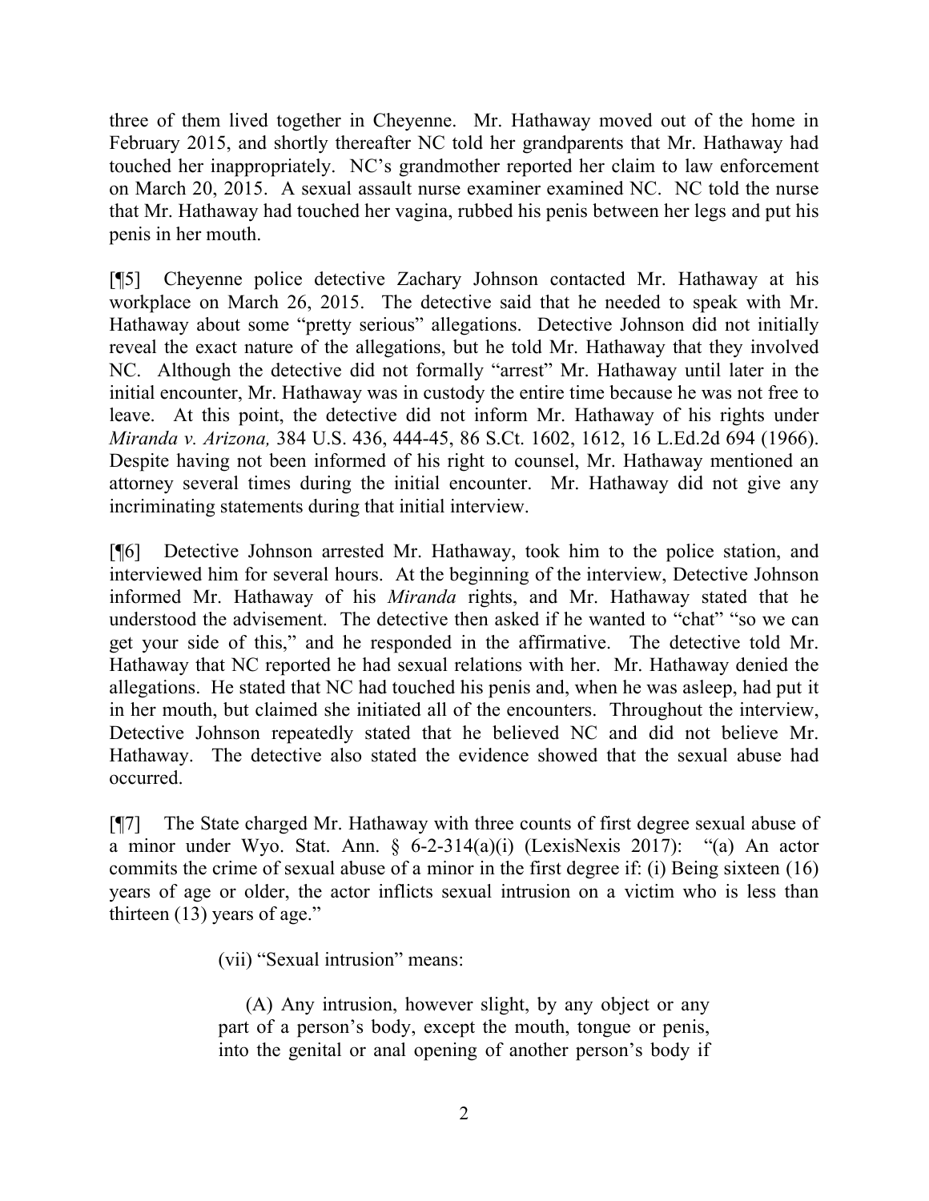three of them lived together in Cheyenne. Mr. Hathaway moved out of the home in February 2015, and shortly thereafter NC told her grandparents that Mr. Hathaway had touched her inappropriately. NC's grandmother reported her claim to law enforcement on March 20, 2015. A sexual assault nurse examiner examined NC. NC told the nurse that Mr. Hathaway had touched her vagina, rubbed his penis between her legs and put his penis in her mouth.

[¶5] Cheyenne police detective Zachary Johnson contacted Mr. Hathaway at his workplace on March 26, 2015. The detective said that he needed to speak with Mr. Hathaway about some "pretty serious" allegations. Detective Johnson did not initially reveal the exact nature of the allegations, but he told Mr. Hathaway that they involved NC. Although the detective did not formally "arrest" Mr. Hathaway until later in the initial encounter, Mr. Hathaway was in custody the entire time because he was not free to leave. At this point, the detective did not inform Mr. Hathaway of his rights under *Miranda v. Arizona,* 384 U.S. 436, 444-45, 86 S.Ct. 1602, 1612, 16 L.Ed.2d 694 (1966). Despite having not been informed of his right to counsel, Mr. Hathaway mentioned an attorney several times during the initial encounter. Mr. Hathaway did not give any incriminating statements during that initial interview.

[¶6] Detective Johnson arrested Mr. Hathaway, took him to the police station, and interviewed him for several hours. At the beginning of the interview, Detective Johnson informed Mr. Hathaway of his *Miranda* rights, and Mr. Hathaway stated that he understood the advisement. The detective then asked if he wanted to "chat" "so we can get your side of this," and he responded in the affirmative. The detective told Mr. Hathaway that NC reported he had sexual relations with her. Mr. Hathaway denied the allegations. He stated that NC had touched his penis and, when he was asleep, had put it in her mouth, but claimed she initiated all of the encounters. Throughout the interview, Detective Johnson repeatedly stated that he believed NC and did not believe Mr. Hathaway. The detective also stated the evidence showed that the sexual abuse had occurred.

[¶7] The State charged Mr. Hathaway with three counts of first degree sexual abuse of a minor under Wyo. Stat. Ann. § 6-2-314(a)(i) (LexisNexis 2017): "(a) An actor commits the crime of sexual abuse of a minor in the first degree if: (i) Being sixteen (16) years of age or older, the actor inflicts sexual intrusion on a victim who is less than thirteen (13) years of age."

> (vii) "Sexual intrusion" means:
>
> (A) Any intrusion, however slight, by any object or any part of a person's body, except the mouth, tongue or penis, into the genital or anal opening of another person's body if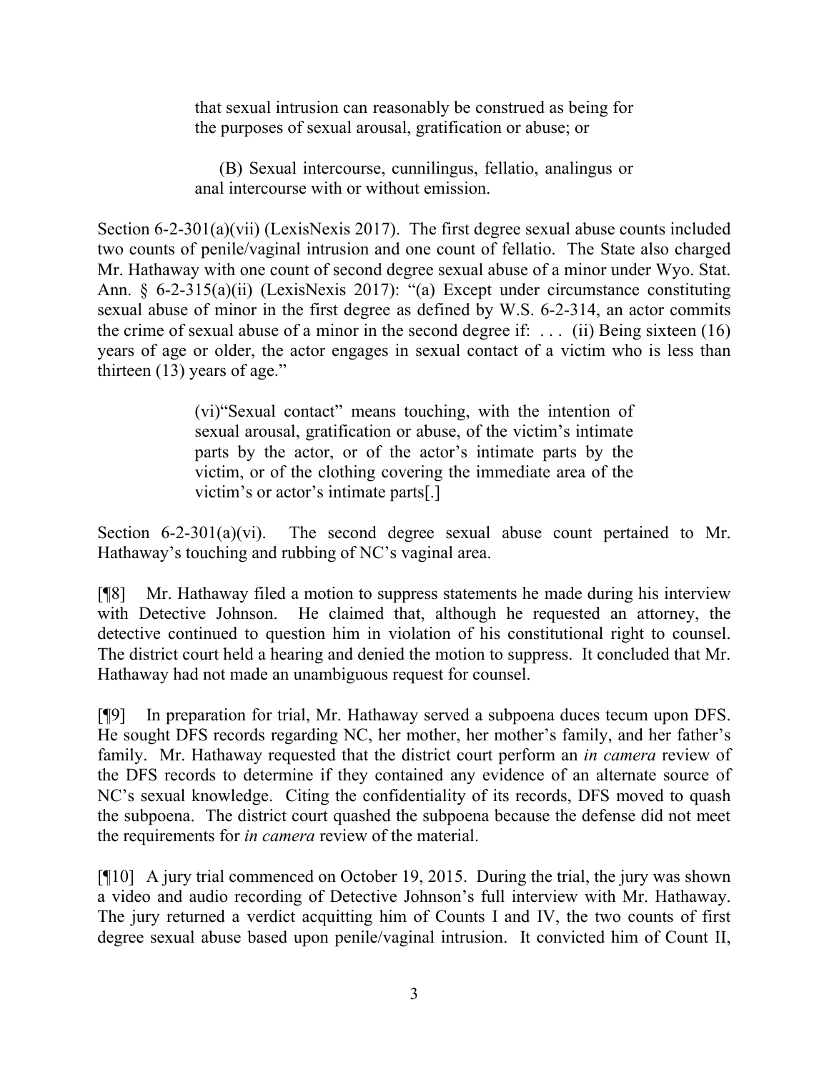> that sexual intrusion can reasonably be construed as being for the purposes of sexual arousal, gratification or abuse; or
>
> (B) Sexual intercourse, cunnilingus, fellatio, analingus or anal intercourse with or without emission.

Section 6-2-301(a)(vii) (LexisNexis 2017). The first degree sexual abuse counts included two counts of penile/vaginal intrusion and one count of fellatio. The State also charged Mr. Hathaway with one count of second degree sexual abuse of a minor under Wyo. Stat. Ann. § 6-2-315(a)(ii) (LexisNexis 2017): "(a) Except under circumstance constituting sexual abuse of minor in the first degree as defined by W.S. 6-2-314, an actor commits the crime of sexual abuse of a minor in the second degree if: . . . (ii) Being sixteen (16) years of age or older, the actor engages in sexual contact of a victim who is less than thirteen (13) years of age."

> (vi)"Sexual contact" means touching, with the intention of sexual arousal, gratification or abuse, of the victim's intimate parts by the actor, or of the actor's intimate parts by the victim, or of the clothing covering the immediate area of the victim's or actor's intimate parts[.]

Section 6-2-301(a)(vi). The second degree sexual abuse count pertained to Mr. Hathaway's touching and rubbing of NC's vaginal area.

[¶8] Mr. Hathaway filed a motion to suppress statements he made during his interview with Detective Johnson. He claimed that, although he requested an attorney, the detective continued to question him in violation of his constitutional right to counsel. The district court held a hearing and denied the motion to suppress. It concluded that Mr. Hathaway had not made an unambiguous request for counsel.

[¶9] In preparation for trial, Mr. Hathaway served a subpoena duces tecum upon DFS. He sought DFS records regarding NC, her mother, her mother's family, and her father's family. Mr. Hathaway requested that the district court perform an *in camera* review of the DFS records to determine if they contained any evidence of an alternate source of NC's sexual knowledge. Citing the confidentiality of its records, DFS moved to quash the subpoena. The district court quashed the subpoena because the defense did not meet the requirements for *in camera* review of the material.

[¶10] A jury trial commenced on October 19, 2015. During the trial, the jury was shown a video and audio recording of Detective Johnson's full interview with Mr. Hathaway. The jury returned a verdict acquitting him of Counts I and IV, the two counts of first degree sexual abuse based upon penile/vaginal intrusion. It convicted him of Count II,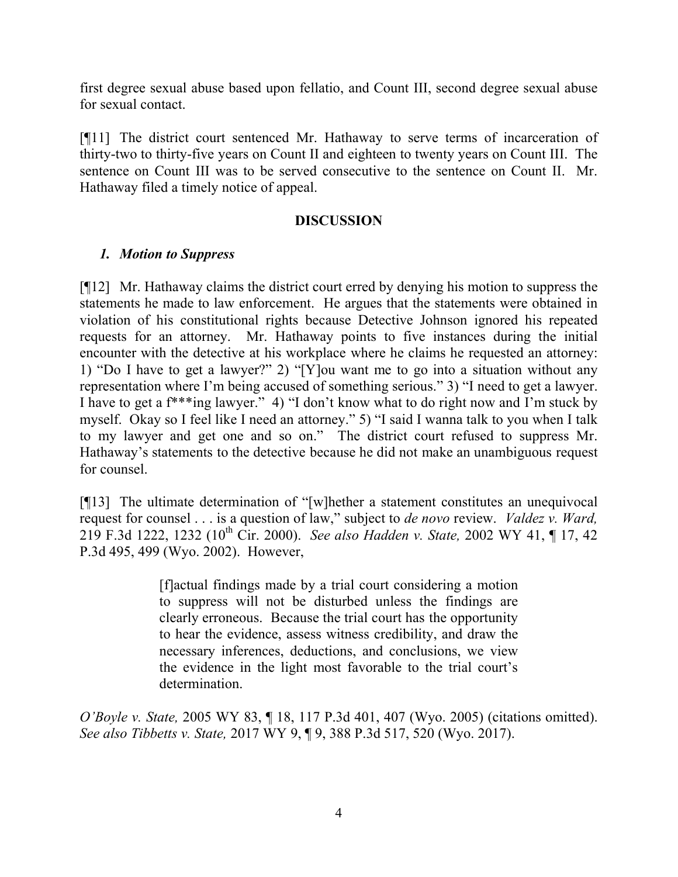first degree sexual abuse based upon fellatio, and Count III, second degree sexual abuse for sexual contact.

[¶11] The district court sentenced Mr. Hathaway to serve terms of incarceration of thirty-two to thirty-five years on Count II and eighteen to twenty years on Count III. The sentence on Count III was to be served consecutive to the sentence on Count II. Mr. Hathaway filed a timely notice of appeal.

## DISCUSSION

### *1. Motion to Suppress*

[¶12] Mr. Hathaway claims the district court erred by denying his motion to suppress the statements he made to law enforcement. He argues that the statements were obtained in violation of his constitutional rights because Detective Johnson ignored his repeated requests for an attorney. Mr. Hathaway points to five instances during the initial encounter with the detective at his workplace where he claims he requested an attorney: 1) "Do I have to get a lawyer?" 2) "[Y]ou want me to go into a situation without any representation where I'm being accused of something serious." 3) "I need to get a lawyer. I have to get a f***ing lawyer." 4) "I don't know what to do right now and I'm stuck by myself. Okay so I feel like I need an attorney." 5) "I said I wanna talk to you when I talk to my lawyer and get one and so on." The district court refused to suppress Mr. Hathaway's statements to the detective because he did not make an unambiguous request for counsel.

[¶13] The ultimate determination of "[w]hether a statement constitutes an unequivocal request for counsel . . . is a question of law," subject to *de novo* review. *Valdez v. Ward,* 219 F.3d 1222, 1232 (10th Cir. 2000). *See also Hadden v. State,* 2002 WY 41, ¶ 17, 42 P.3d 495, 499 (Wyo. 2002). However,

> [f]actual findings made by a trial court considering a motion to suppress will not be disturbed unless the findings are clearly erroneous. Because the trial court has the opportunity to hear the evidence, assess witness credibility, and draw the necessary inferences, deductions, and conclusions, we view the evidence in the light most favorable to the trial court's determination.

*O'Boyle v. State,* 2005 WY 83, ¶ 18, 117 P.3d 401, 407 (Wyo. 2005) (citations omitted). *See also Tibbetts v. State,* 2017 WY 9, ¶ 9, 388 P.3d 517, 520 (Wyo. 2017).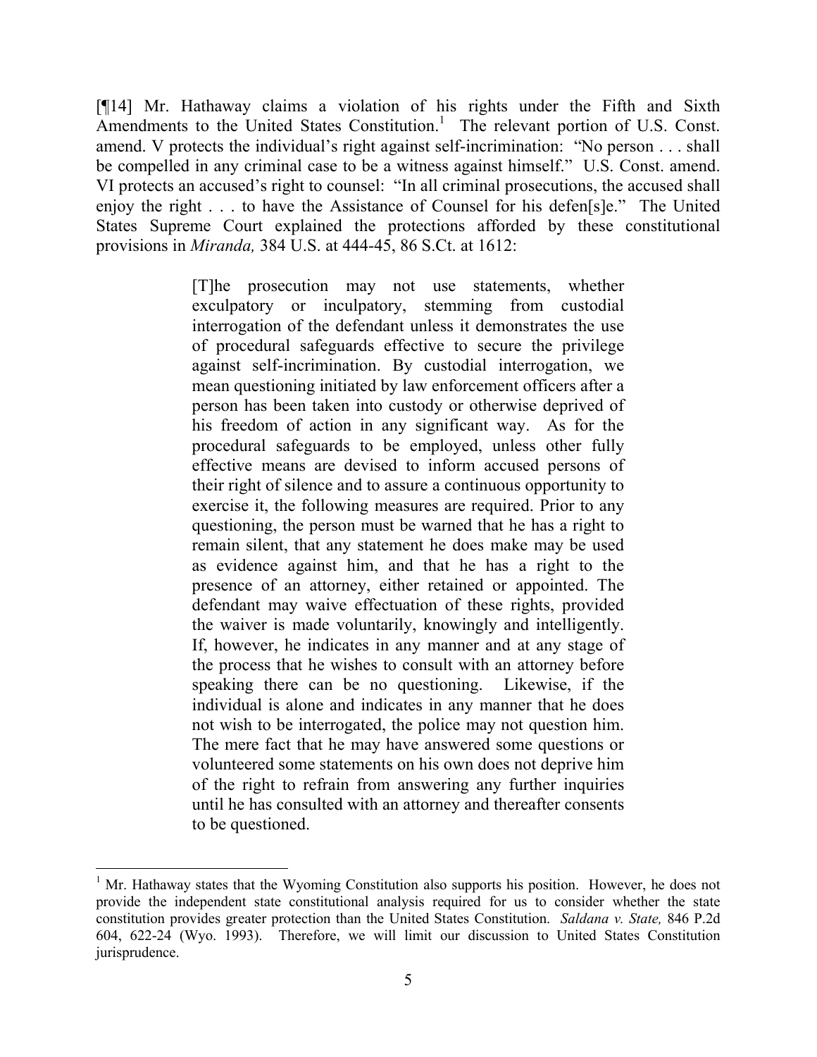[¶14] Mr. Hathaway claims a violation of his rights under the Fifth and Sixth Amendments to the United States Constitution.[1] The relevant portion of U.S. Const. amend. V protects the individual's right against self-incrimination: "No person . . . shall be compelled in any criminal case to be a witness against himself." U.S. Const. amend. VI protects an accused's right to counsel: "In all criminal prosecutions, the accused shall enjoy the right . . . to have the Assistance of Counsel for his defen[s]e." The United States Supreme Court explained the protections afforded by these constitutional provisions in *Miranda,* 384 U.S. at 444-45, 86 S.Ct. at 1612:

> [T]he prosecution may not use statements, whether exculpatory or inculpatory, stemming from custodial interrogation of the defendant unless it demonstrates the use of procedural safeguards effective to secure the privilege against self-incrimination. By custodial interrogation, we mean questioning initiated by law enforcement officers after a person has been taken into custody or otherwise deprived of his freedom of action in any significant way. As for the procedural safeguards to be employed, unless other fully effective means are devised to inform accused persons of their right of silence and to assure a continuous opportunity to exercise it, the following measures are required. Prior to any questioning, the person must be warned that he has a right to remain silent, that any statement he does make may be used as evidence against him, and that he has a right to the presence of an attorney, either retained or appointed. The defendant may waive effectuation of these rights, provided the waiver is made voluntarily, knowingly and intelligently. If, however, he indicates in any manner and at any stage of the process that he wishes to consult with an attorney before speaking there can be no questioning. Likewise, if the individual is alone and indicates in any manner that he does not wish to be interrogated, the police may not question him. The mere fact that he may have answered some questions or volunteered some statements on his own does not deprive him of the right to refrain from answering any further inquiries until he has consulted with an attorney and thereafter consents to be questioned.

---

[1] Mr. Hathaway states that the Wyoming Constitution also supports his position. However, he does not provide the independent state constitutional analysis required for us to consider whether the state constitution provides greater protection than the United States Constitution. *Saldana v. State,* 846 P.2d 604, 622-24 (Wyo. 1993). Therefore, we will limit our discussion to United States Constitution jurisprudence.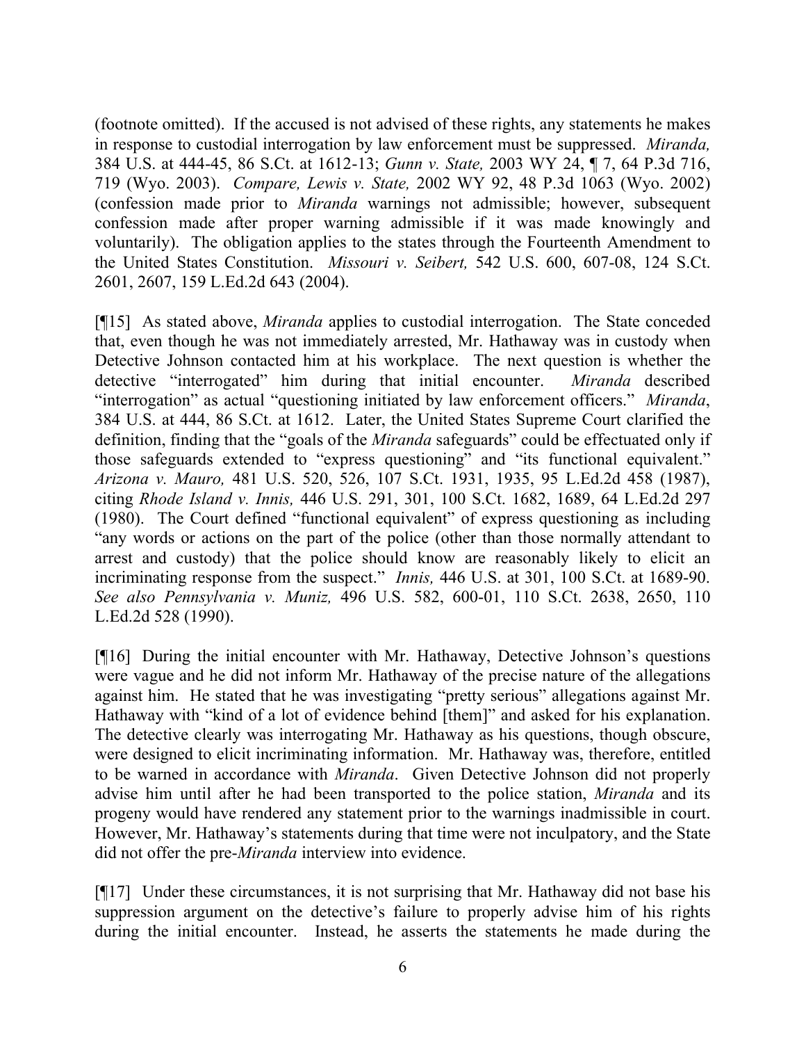(footnote omitted). If the accused is not advised of these rights, any statements he makes in response to custodial interrogation by law enforcement must be suppressed. *Miranda,* 384 U.S. at 444-45, 86 S.Ct. at 1612-13; *Gunn v. State,* 2003 WY 24, ¶ 7, 64 P.3d 716, 719 (Wyo. 2003). *Compare, Lewis v. State,* 2002 WY 92, 48 P.3d 1063 (Wyo. 2002) (confession made prior to *Miranda* warnings not admissible; however, subsequent confession made after proper warning admissible if it was made knowingly and voluntarily). The obligation applies to the states through the Fourteenth Amendment to the United States Constitution. *Missouri v. Seibert,* 542 U.S. 600, 607-08, 124 S.Ct. 2601, 2607, 159 L.Ed.2d 643 (2004).

[¶15] As stated above, *Miranda* applies to custodial interrogation. The State conceded that, even though he was not immediately arrested, Mr. Hathaway was in custody when Detective Johnson contacted him at his workplace. The next question is whether the detective "interrogated" him during that initial encounter. *Miranda* described "interrogation" as actual "questioning initiated by law enforcement officers." *Miranda*, 384 U.S. at 444, 86 S.Ct. at 1612. Later, the United States Supreme Court clarified the definition, finding that the "goals of the *Miranda* safeguards" could be effectuated only if those safeguards extended to "express questioning" and "its functional equivalent." *Arizona v. Mauro,* 481 U.S. 520, 526, 107 S.Ct. 1931, 1935, 95 L.Ed.2d 458 (1987), citing *Rhode Island v. Innis,* 446 U.S. 291, 301, 100 S.Ct. 1682, 1689, 64 L.Ed.2d 297 (1980). The Court defined "functional equivalent" of express questioning as including "any words or actions on the part of the police (other than those normally attendant to arrest and custody) that the police should know are reasonably likely to elicit an incriminating response from the suspect." *Innis,* 446 U.S. at 301, 100 S.Ct. at 1689-90. *See also Pennsylvania v. Muniz,* 496 U.S. 582, 600-01, 110 S.Ct. 2638, 2650, 110 L.Ed.2d 528 (1990).

[¶16] During the initial encounter with Mr. Hathaway, Detective Johnson's questions were vague and he did not inform Mr. Hathaway of the precise nature of the allegations against him. He stated that he was investigating "pretty serious" allegations against Mr. Hathaway with "kind of a lot of evidence behind [them]" and asked for his explanation. The detective clearly was interrogating Mr. Hathaway as his questions, though obscure, were designed to elicit incriminating information. Mr. Hathaway was, therefore, entitled to be warned in accordance with *Miranda*. Given Detective Johnson did not properly advise him until after he had been transported to the police station, *Miranda* and its progeny would have rendered any statement prior to the warnings inadmissible in court. However, Mr. Hathaway's statements during that time were not inculpatory, and the State did not offer the pre-*Miranda* interview into evidence.

[¶17] Under these circumstances, it is not surprising that Mr. Hathaway did not base his suppression argument on the detective's failure to properly advise him of his rights during the initial encounter. Instead, he asserts the statements he made during the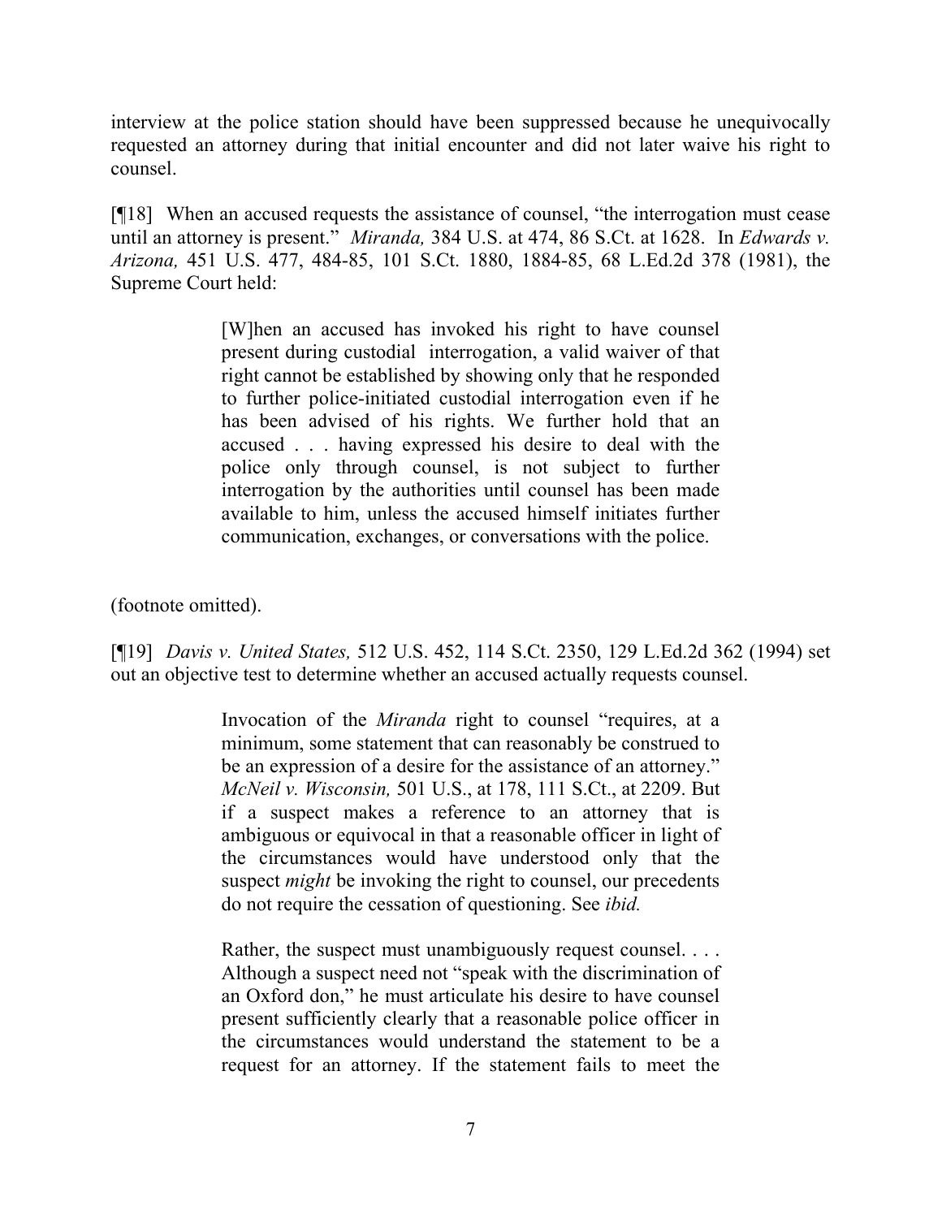interview at the police station should have been suppressed because he unequivocally requested an attorney during that initial encounter and did not later waive his right to counsel.

[¶18] When an accused requests the assistance of counsel, "the interrogation must cease until an attorney is present." *Miranda,* 384 U.S. at 474, 86 S.Ct. at 1628. In *Edwards v. Arizona,* 451 U.S. 477, 484-85, 101 S.Ct. 1880, 1884-85, 68 L.Ed.2d 378 (1981), the Supreme Court held:

> [W]hen an accused has invoked his right to have counsel present during custodial interrogation, a valid waiver of that right cannot be established by showing only that he responded to further police-initiated custodial interrogation even if he has been advised of his rights. We further hold that an accused . . . having expressed his desire to deal with the police only through counsel, is not subject to further interrogation by the authorities until counsel has been made available to him, unless the accused himself initiates further communication, exchanges, or conversations with the police.

(footnote omitted).

[¶19] *Davis v. United States,* 512 U.S. 452, 114 S.Ct. 2350, 129 L.Ed.2d 362 (1994) set out an objective test to determine whether an accused actually requests counsel.

> Invocation of the *Miranda* right to counsel "requires, at a minimum, some statement that can reasonably be construed to be an expression of a desire for the assistance of an attorney." *McNeil v. Wisconsin,* 501 U.S., at 178, 111 S.Ct., at 2209. But if a suspect makes a reference to an attorney that is ambiguous or equivocal in that a reasonable officer in light of the circumstances would have understood only that the suspect *might* be invoking the right to counsel, our precedents do not require the cessation of questioning. See *ibid.*
>
> Rather, the suspect must unambiguously request counsel. . . . Although a suspect need not "speak with the discrimination of an Oxford don," he must articulate his desire to have counsel present sufficiently clearly that a reasonable police officer in the circumstances would understand the statement to be a request for an attorney. If the statement fails to meet the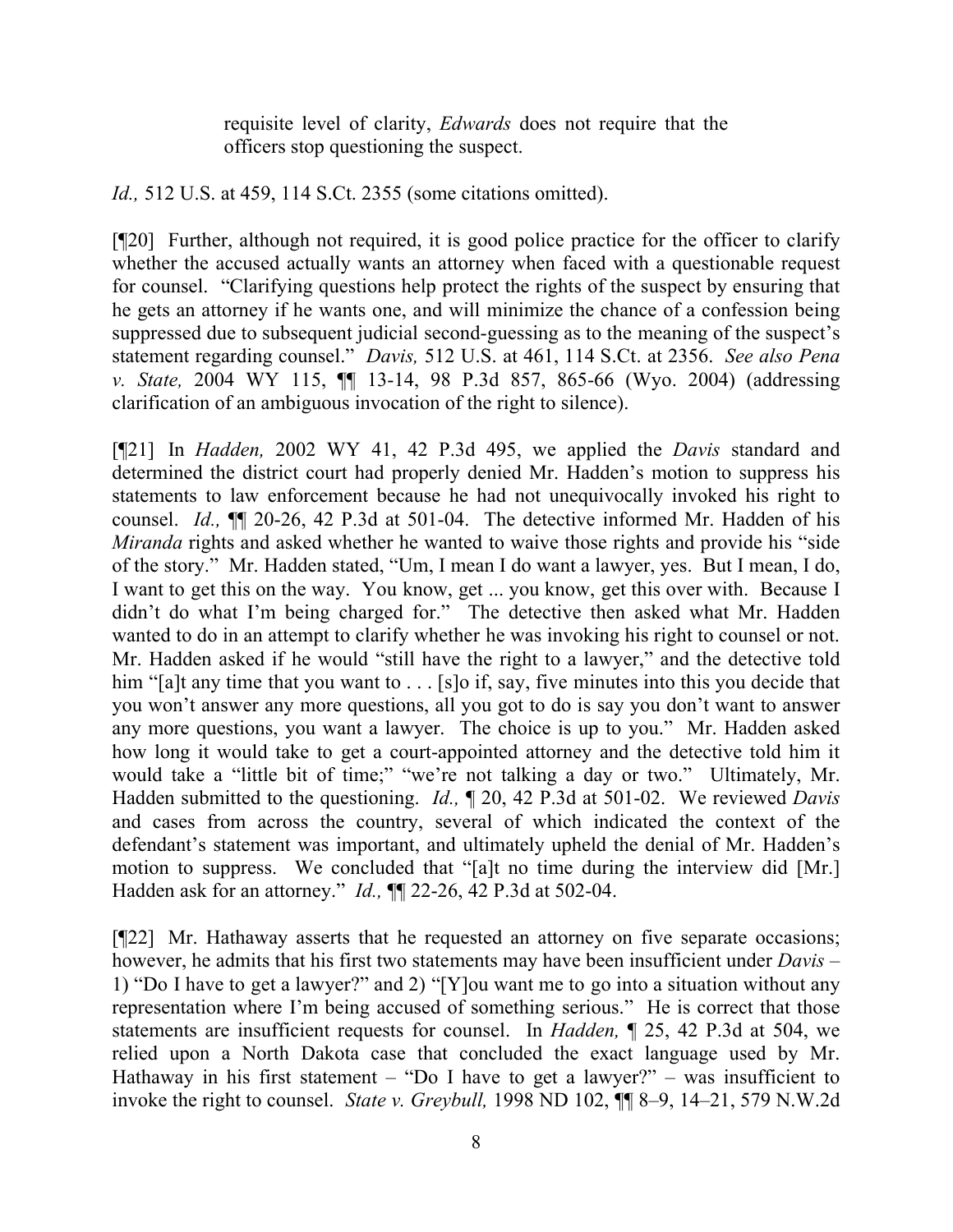> requisite level of clarity, *Edwards* does not require that the officers stop questioning the suspect.

*Id.,* 512 U.S. at 459, 114 S.Ct. 2355 (some citations omitted).

[¶20] Further, although not required, it is good police practice for the officer to clarify whether the accused actually wants an attorney when faced with a questionable request for counsel. "Clarifying questions help protect the rights of the suspect by ensuring that he gets an attorney if he wants one, and will minimize the chance of a confession being suppressed due to subsequent judicial second-guessing as to the meaning of the suspect's statement regarding counsel." *Davis,* 512 U.S. at 461, 114 S.Ct. at 2356. *See also Pena v. State,* 2004 WY 115, ¶¶ 13-14, 98 P.3d 857, 865-66 (Wyo. 2004) (addressing clarification of an ambiguous invocation of the right to silence).

[¶21] In *Hadden,* 2002 WY 41, 42 P.3d 495, we applied the *Davis* standard and determined the district court had properly denied Mr. Hadden's motion to suppress his statements to law enforcement because he had not unequivocally invoked his right to counsel. *Id.,* ¶¶ 20-26, 42 P.3d at 501-04. The detective informed Mr. Hadden of his *Miranda* rights and asked whether he wanted to waive those rights and provide his "side of the story." Mr. Hadden stated, "Um, I mean I do want a lawyer, yes. But I mean, I do, I want to get this on the way. You know, get ... you know, get this over with. Because I didn't do what I'm being charged for." The detective then asked what Mr. Hadden wanted to do in an attempt to clarify whether he was invoking his right to counsel or not. Mr. Hadden asked if he would "still have the right to a lawyer," and the detective told him "[a]t any time that you want to . . . [s]o if, say, five minutes into this you decide that you won't answer any more questions, all you got to do is say you don't want to answer any more questions, you want a lawyer. The choice is up to you." Mr. Hadden asked how long it would take to get a court-appointed attorney and the detective told him it would take a "little bit of time;" "we're not talking a day or two." Ultimately, Mr. Hadden submitted to the questioning. *Id.,* ¶ 20, 42 P.3d at 501-02. We reviewed *Davis* and cases from across the country, several of which indicated the context of the defendant's statement was important, and ultimately upheld the denial of Mr. Hadden's motion to suppress. We concluded that "[a]t no time during the interview did [Mr.] Hadden ask for an attorney." *Id.,* ¶¶ 22-26, 42 P.3d at 502-04.

[¶22] Mr. Hathaway asserts that he requested an attorney on five separate occasions; however, he admits that his first two statements may have been insufficient under *Davis* – 1) "Do I have to get a lawyer?" and 2) "[Y]ou want me to go into a situation without any representation where I'm being accused of something serious." He is correct that those statements are insufficient requests for counsel. In *Hadden,* ¶ 25, 42 P.3d at 504, we relied upon a North Dakota case that concluded the exact language used by Mr. Hathaway in his first statement – "Do I have to get a lawyer?" – was insufficient to invoke the right to counsel. *State v. Greybull,* 1998 ND 102, ¶¶ 8–9, 14–21, 579 N.W.2d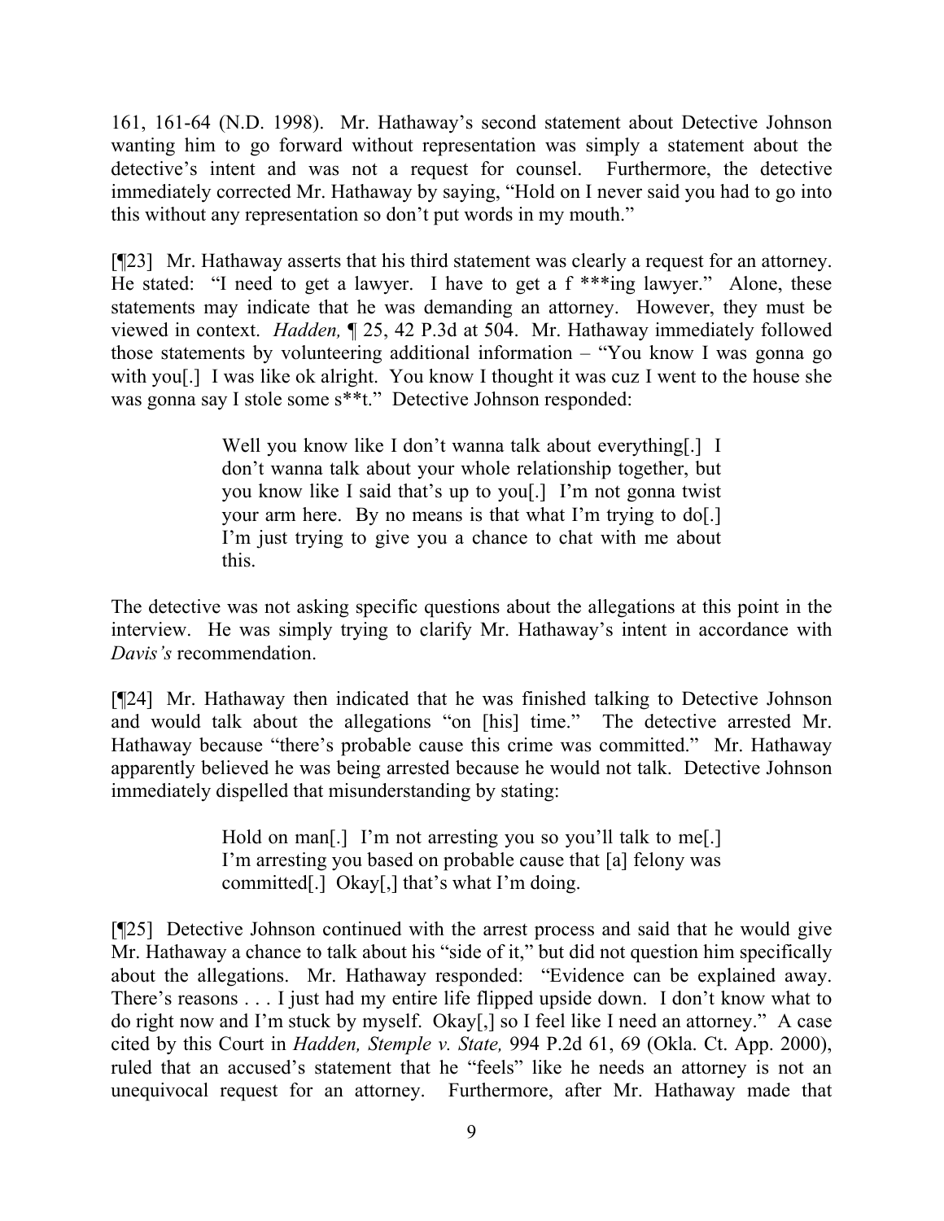161, 161-64 (N.D. 1998). Mr. Hathaway's second statement about Detective Johnson wanting him to go forward without representation was simply a statement about the detective's intent and was not a request for counsel. Furthermore, the detective immediately corrected Mr. Hathaway by saying, "Hold on I never said you had to go into this without any representation so don't put words in my mouth."

[¶23] Mr. Hathaway asserts that his third statement was clearly a request for an attorney. He stated: "I need to get a lawyer. I have to get a f ***ing lawyer." Alone, these statements may indicate that he was demanding an attorney. However, they must be viewed in context. *Hadden,* ¶ 25, 42 P.3d at 504. Mr. Hathaway immediately followed those statements by volunteering additional information – "You know I was gonna go with you[.] I was like ok alright. You know I thought it was cuz I went to the house she was gonna say I stole some s**t." Detective Johnson responded:

> Well you know like I don't wanna talk about everything[.] I don't wanna talk about your whole relationship together, but you know like I said that's up to you[.] I'm not gonna twist your arm here. By no means is that what I'm trying to do[.] I'm just trying to give you a chance to chat with me about this.

The detective was not asking specific questions about the allegations at this point in the interview. He was simply trying to clarify Mr. Hathaway's intent in accordance with *Davis's* recommendation.

[¶24] Mr. Hathaway then indicated that he was finished talking to Detective Johnson and would talk about the allegations "on [his] time." The detective arrested Mr. Hathaway because "there's probable cause this crime was committed." Mr. Hathaway apparently believed he was being arrested because he would not talk. Detective Johnson immediately dispelled that misunderstanding by stating:

> Hold on man[.] I'm not arresting you so you'll talk to me[.] I'm arresting you based on probable cause that [a] felony was committed[.] Okay[,] that's what I'm doing.

[¶25] Detective Johnson continued with the arrest process and said that he would give Mr. Hathaway a chance to talk about his "side of it," but did not question him specifically about the allegations. Mr. Hathaway responded: "Evidence can be explained away. There's reasons . . . I just had my entire life flipped upside down. I don't know what to do right now and I'm stuck by myself. Okay[,] so I feel like I need an attorney." A case cited by this Court in *Hadden, Stemple v. State,* 994 P.2d 61, 69 (Okla. Ct. App. 2000), ruled that an accused's statement that he "feels" like he needs an attorney is not an unequivocal request for an attorney. Furthermore, after Mr. Hathaway made that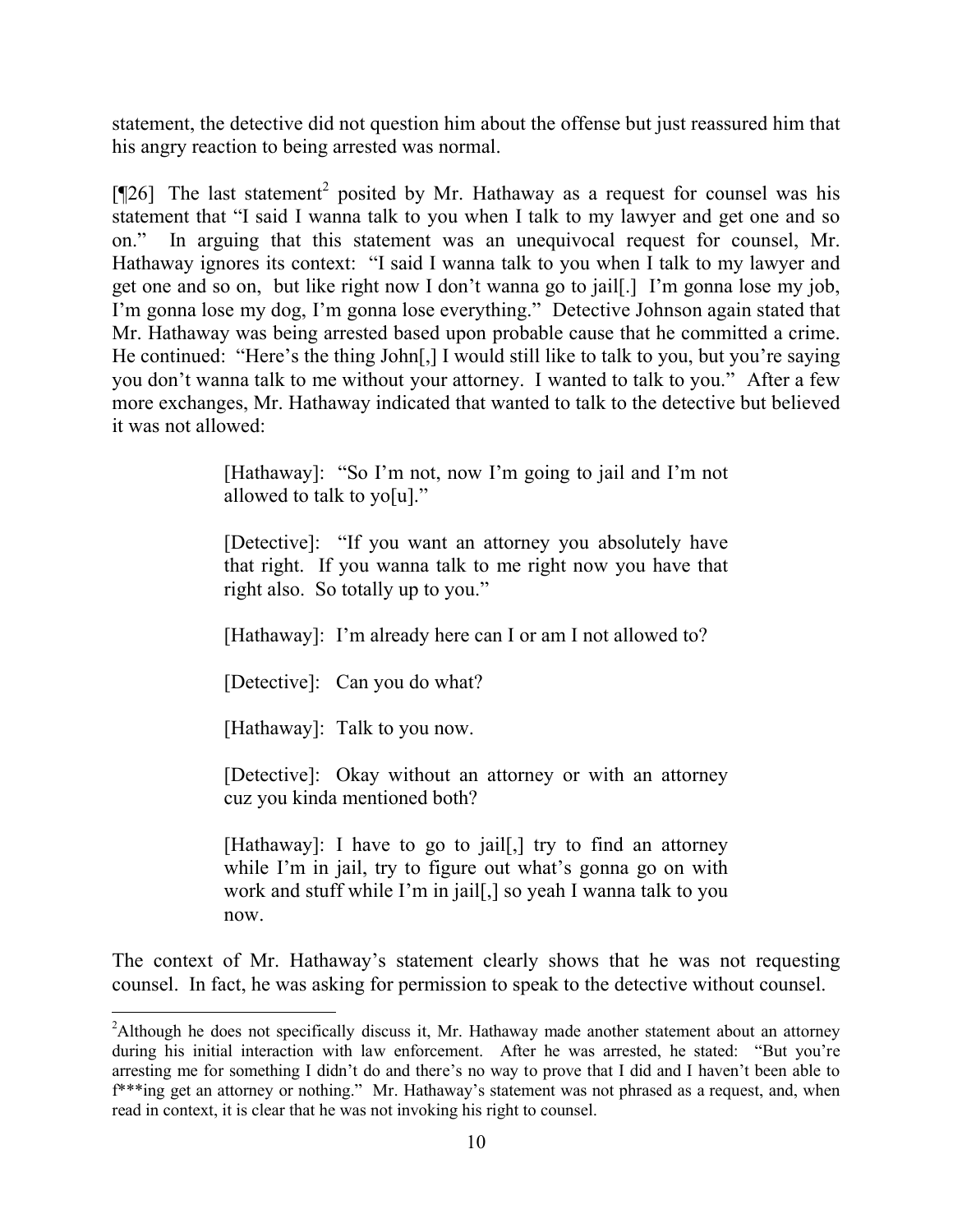statement, the detective did not question him about the offense but just reassured him that his angry reaction to being arrested was normal.

[¶26] The last statement[2] posited by Mr. Hathaway as a request for counsel was his statement that "I said I wanna talk to you when I talk to my lawyer and get one and so on." In arguing that this statement was an unequivocal request for counsel, Mr. Hathaway ignores its context: "I said I wanna talk to you when I talk to my lawyer and get one and so on, but like right now I don't wanna go to jail[.] I'm gonna lose my job, I'm gonna lose my dog, I'm gonna lose everything." Detective Johnson again stated that Mr. Hathaway was being arrested based upon probable cause that he committed a crime. He continued: "Here's the thing John[,] I would still like to talk to you, but you're saying you don't wanna talk to me without your attorney. I wanted to talk to you." After a few more exchanges, Mr. Hathaway indicated that wanted to talk to the detective but believed it was not allowed:

> [Hathaway]: "So I'm not, now I'm going to jail and I'm not allowed to talk to yo[u]."
>
> [Detective]: "If you want an attorney you absolutely have that right. If you wanna talk to me right now you have that right also. So totally up to you."
>
> [Hathaway]: I'm already here can I or am I not allowed to?
>
> [Detective]: Can you do what?
>
> [Hathaway]: Talk to you now.
>
> [Detective]: Okay without an attorney or with an attorney cuz you kinda mentioned both?
>
> [Hathaway]: I have to go to jail[,] try to find an attorney while I'm in jail, try to figure out what's gonna go on with work and stuff while I'm in jail[,] so yeah I wanna talk to you now.

The context of Mr. Hathaway's statement clearly shows that he was not requesting counsel. In fact, he was asking for permission to speak to the detective without counsel.

---

[2]Although he does not specifically discuss it, Mr. Hathaway made another statement about an attorney during his initial interaction with law enforcement. After he was arrested, he stated: "But you're arresting me for something I didn't do and there's no way to prove that I did and I haven't been able to f***ing get an attorney or nothing." Mr. Hathaway's statement was not phrased as a request, and, when read in context, it is clear that he was not invoking his right to counsel.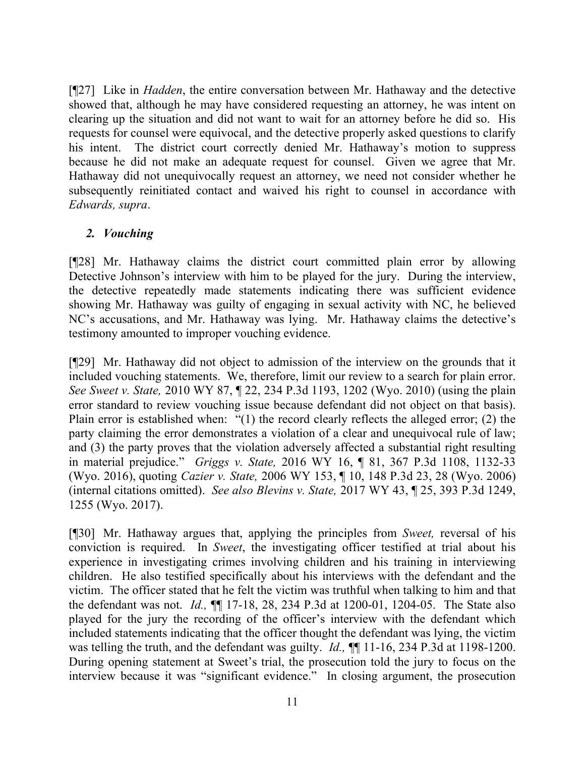[¶27] Like in *Hadden*, the entire conversation between Mr. Hathaway and the detective showed that, although he may have considered requesting an attorney, he was intent on clearing up the situation and did not want to wait for an attorney before he did so. His requests for counsel were equivocal, and the detective properly asked questions to clarify his intent. The district court correctly denied Mr. Hathaway's motion to suppress because he did not make an adequate request for counsel. Given we agree that Mr. Hathaway did not unequivocally request an attorney, we need not consider whether he subsequently reinitiated contact and waived his right to counsel in accordance with *Edwards, supra*.

### *2. Vouching*

[¶28] Mr. Hathaway claims the district court committed plain error by allowing Detective Johnson's interview with him to be played for the jury. During the interview, the detective repeatedly made statements indicating there was sufficient evidence showing Mr. Hathaway was guilty of engaging in sexual activity with NC, he believed NC's accusations, and Mr. Hathaway was lying. Mr. Hathaway claims the detective's testimony amounted to improper vouching evidence.

[¶29] Mr. Hathaway did not object to admission of the interview on the grounds that it included vouching statements. We, therefore, limit our review to a search for plain error. *See Sweet v. State,* 2010 WY 87, ¶ 22, 234 P.3d 1193, 1202 (Wyo. 2010) (using the plain error standard to review vouching issue because defendant did not object on that basis). Plain error is established when: "(1) the record clearly reflects the alleged error; (2) the party claiming the error demonstrates a violation of a clear and unequivocal rule of law; and (3) the party proves that the violation adversely affected a substantial right resulting in material prejudice." *Griggs v. State,* 2016 WY 16, ¶ 81, 367 P.3d 1108, 1132-33 (Wyo. 2016), quoting *Cazier v. State,* 2006 WY 153, ¶ 10, 148 P.3d 23, 28 (Wyo. 2006) (internal citations omitted). *See also Blevins v. State,* 2017 WY 43, ¶ 25, 393 P.3d 1249, 1255 (Wyo. 2017).

[¶30] Mr. Hathaway argues that, applying the principles from *Sweet,* reversal of his conviction is required. In *Sweet*, the investigating officer testified at trial about his experience in investigating crimes involving children and his training in interviewing children. He also testified specifically about his interviews with the defendant and the victim. The officer stated that he felt the victim was truthful when talking to him and that the defendant was not. *Id.,* ¶¶ 17-18, 28, 234 P.3d at 1200-01, 1204-05. The State also played for the jury the recording of the officer's interview with the defendant which included statements indicating that the officer thought the defendant was lying, the victim was telling the truth, and the defendant was guilty. *Id.,* ¶¶ 11-16, 234 P.3d at 1198-1200. During opening statement at Sweet's trial, the prosecution told the jury to focus on the interview because it was "significant evidence." In closing argument, the prosecution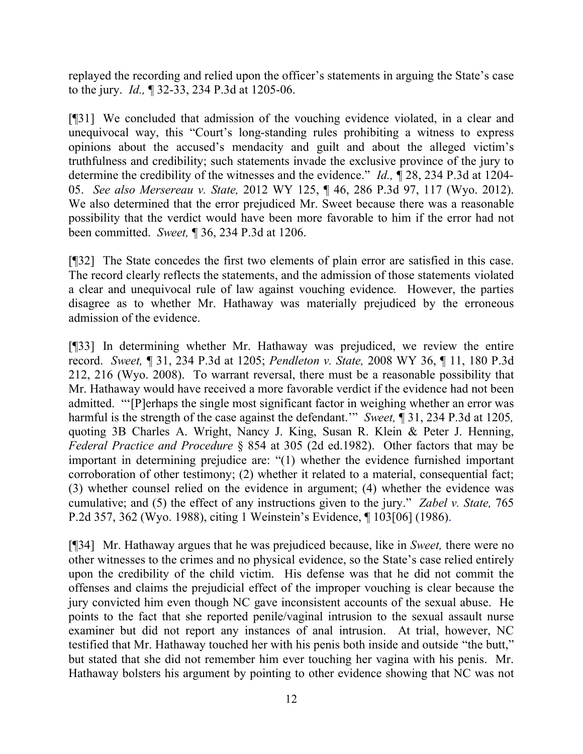replayed the recording and relied upon the officer's statements in arguing the State's case to the jury. *Id.,* ¶ 32-33, 234 P.3d at 1205-06.

[¶31] We concluded that admission of the vouching evidence violated, in a clear and unequivocal way, this "Court's long-standing rules prohibiting a witness to express opinions about the accused's mendacity and guilt and about the alleged victim's truthfulness and credibility; such statements invade the exclusive province of the jury to determine the credibility of the witnesses and the evidence." *Id.,* ¶ 28, 234 P.3d at 1204-05. *See also Mersereau v. State,* 2012 WY 125, ¶ 46, 286 P.3d 97, 117 (Wyo. 2012). We also determined that the error prejudiced Mr. Sweet because there was a reasonable possibility that the verdict would have been more favorable to him if the error had not been committed. *Sweet,* ¶ 36, 234 P.3d at 1206.

[¶32] The State concedes the first two elements of plain error are satisfied in this case. The record clearly reflects the statements, and the admission of those statements violated a clear and unequivocal rule of law against vouching evidence*.* However, the parties disagree as to whether Mr. Hathaway was materially prejudiced by the erroneous admission of the evidence.

[¶33] In determining whether Mr. Hathaway was prejudiced, we review the entire record. *Sweet,* ¶ 31, 234 P.3d at 1205; *Pendleton v. State,* 2008 WY 36, ¶ 11, 180 P.3d 212, 216 (Wyo. 2008). To warrant reversal, there must be a reasonable possibility that Mr. Hathaway would have received a more favorable verdict if the evidence had not been admitted. "'[P]erhaps the single most significant factor in weighing whether an error was harmful is the strength of the case against the defendant.'" *Sweet,* ¶ 31, 234 P.3d at 1205*,* quoting 3B Charles A. Wright, Nancy J. King, Susan R. Klein & Peter J. Henning, *Federal Practice and Procedure* § 854 at 305 (2d ed.1982). Other factors that may be important in determining prejudice are: "(1) whether the evidence furnished important corroboration of other testimony; (2) whether it related to a material, consequential fact; (3) whether counsel relied on the evidence in argument; (4) whether the evidence was cumulative; and (5) the effect of any instructions given to the jury." *Zabel v. State,* 765 P.2d 357, 362 (Wyo. 1988), citing 1 Weinstein's Evidence, ¶ 103[06] (1986).

[¶34] Mr. Hathaway argues that he was prejudiced because, like in *Sweet,* there were no other witnesses to the crimes and no physical evidence, so the State's case relied entirely upon the credibility of the child victim. His defense was that he did not commit the offenses and claims the prejudicial effect of the improper vouching is clear because the jury convicted him even though NC gave inconsistent accounts of the sexual abuse. He points to the fact that she reported penile/vaginal intrusion to the sexual assault nurse examiner but did not report any instances of anal intrusion. At trial, however, NC testified that Mr. Hathaway touched her with his penis both inside and outside "the butt," but stated that she did not remember him ever touching her vagina with his penis. Mr. Hathaway bolsters his argument by pointing to other evidence showing that NC was not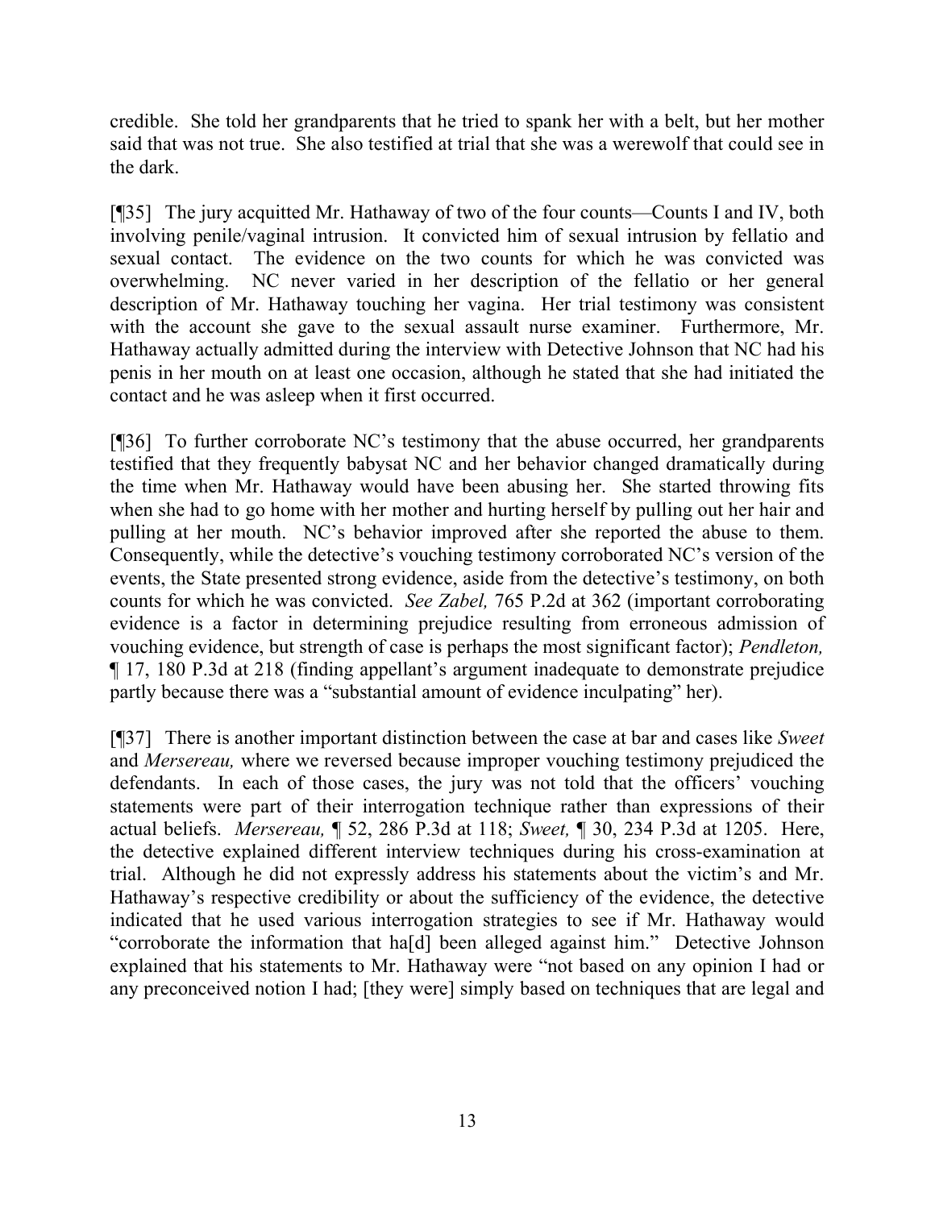credible. She told her grandparents that he tried to spank her with a belt, but her mother said that was not true. She also testified at trial that she was a werewolf that could see in the dark.

[¶35] The jury acquitted Mr. Hathaway of two of the four counts—Counts I and IV, both involving penile/vaginal intrusion. It convicted him of sexual intrusion by fellatio and sexual contact. The evidence on the two counts for which he was convicted was overwhelming. NC never varied in her description of the fellatio or her general description of Mr. Hathaway touching her vagina. Her trial testimony was consistent with the account she gave to the sexual assault nurse examiner. Furthermore, Mr. Hathaway actually admitted during the interview with Detective Johnson that NC had his penis in her mouth on at least one occasion, although he stated that she had initiated the contact and he was asleep when it first occurred.

[¶36] To further corroborate NC's testimony that the abuse occurred, her grandparents testified that they frequently babysat NC and her behavior changed dramatically during the time when Mr. Hathaway would have been abusing her. She started throwing fits when she had to go home with her mother and hurting herself by pulling out her hair and pulling at her mouth. NC's behavior improved after she reported the abuse to them. Consequently, while the detective's vouching testimony corroborated NC's version of the events, the State presented strong evidence, aside from the detective's testimony, on both counts for which he was convicted. *See Zabel,* 765 P.2d at 362 (important corroborating evidence is a factor in determining prejudice resulting from erroneous admission of vouching evidence, but strength of case is perhaps the most significant factor); *Pendleton,* ¶ 17, 180 P.3d at 218 (finding appellant's argument inadequate to demonstrate prejudice partly because there was a "substantial amount of evidence inculpating" her).

[¶37] There is another important distinction between the case at bar and cases like *Sweet* and *Mersereau,* where we reversed because improper vouching testimony prejudiced the defendants. In each of those cases, the jury was not told that the officers' vouching statements were part of their interrogation technique rather than expressions of their actual beliefs. *Mersereau,* ¶ 52, 286 P.3d at 118; *Sweet,* ¶ 30, 234 P.3d at 1205. Here, the detective explained different interview techniques during his cross-examination at trial. Although he did not expressly address his statements about the victim's and Mr. Hathaway's respective credibility or about the sufficiency of the evidence, the detective indicated that he used various interrogation strategies to see if Mr. Hathaway would "corroborate the information that ha[d] been alleged against him." Detective Johnson explained that his statements to Mr. Hathaway were "not based on any opinion I had or any preconceived notion I had; [they were] simply based on techniques that are legal and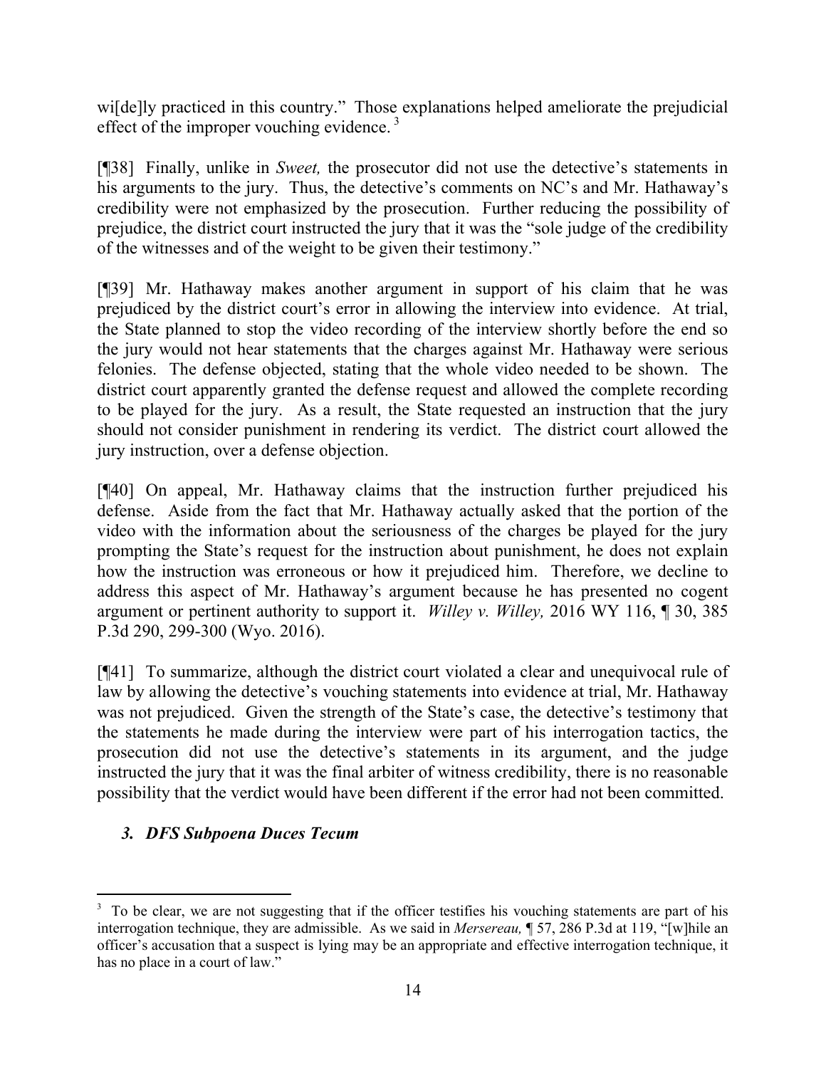wi[de]ly practiced in this country." Those explanations helped ameliorate the prejudicial effect of the improper vouching evidence.[3]

[¶38] Finally, unlike in *Sweet,* the prosecutor did not use the detective's statements in his arguments to the jury. Thus, the detective's comments on NC's and Mr. Hathaway's credibility were not emphasized by the prosecution. Further reducing the possibility of prejudice, the district court instructed the jury that it was the "sole judge of the credibility of the witnesses and of the weight to be given their testimony."

[¶39] Mr. Hathaway makes another argument in support of his claim that he was prejudiced by the district court's error in allowing the interview into evidence. At trial, the State planned to stop the video recording of the interview shortly before the end so the jury would not hear statements that the charges against Mr. Hathaway were serious felonies. The defense objected, stating that the whole video needed to be shown. The district court apparently granted the defense request and allowed the complete recording to be played for the jury. As a result, the State requested an instruction that the jury should not consider punishment in rendering its verdict. The district court allowed the jury instruction, over a defense objection.

[¶40] On appeal, Mr. Hathaway claims that the instruction further prejudiced his defense. Aside from the fact that Mr. Hathaway actually asked that the portion of the video with the information about the seriousness of the charges be played for the jury prompting the State's request for the instruction about punishment, he does not explain how the instruction was erroneous or how it prejudiced him. Therefore, we decline to address this aspect of Mr. Hathaway's argument because he has presented no cogent argument or pertinent authority to support it. *Willey v. Willey,* 2016 WY 116, ¶ 30, 385 P.3d 290, 299-300 (Wyo. 2016).

[¶41] To summarize, although the district court violated a clear and unequivocal rule of law by allowing the detective's vouching statements into evidence at trial, Mr. Hathaway was not prejudiced. Given the strength of the State's case, the detective's testimony that the statements he made during the interview were part of his interrogation tactics, the prosecution did not use the detective's statements in its argument, and the judge instructed the jury that it was the final arbiter of witness credibility, there is no reasonable possibility that the verdict would have been different if the error had not been committed.

### *3. DFS Subpoena Duces Tecum*

---

[3] To be clear, we are not suggesting that if the officer testifies his vouching statements are part of his interrogation technique, they are admissible. As we said in *Mersereau,* ¶ 57, 286 P.3d at 119, "[w]hile an officer's accusation that a suspect is lying may be an appropriate and effective interrogation technique, it has no place in a court of law."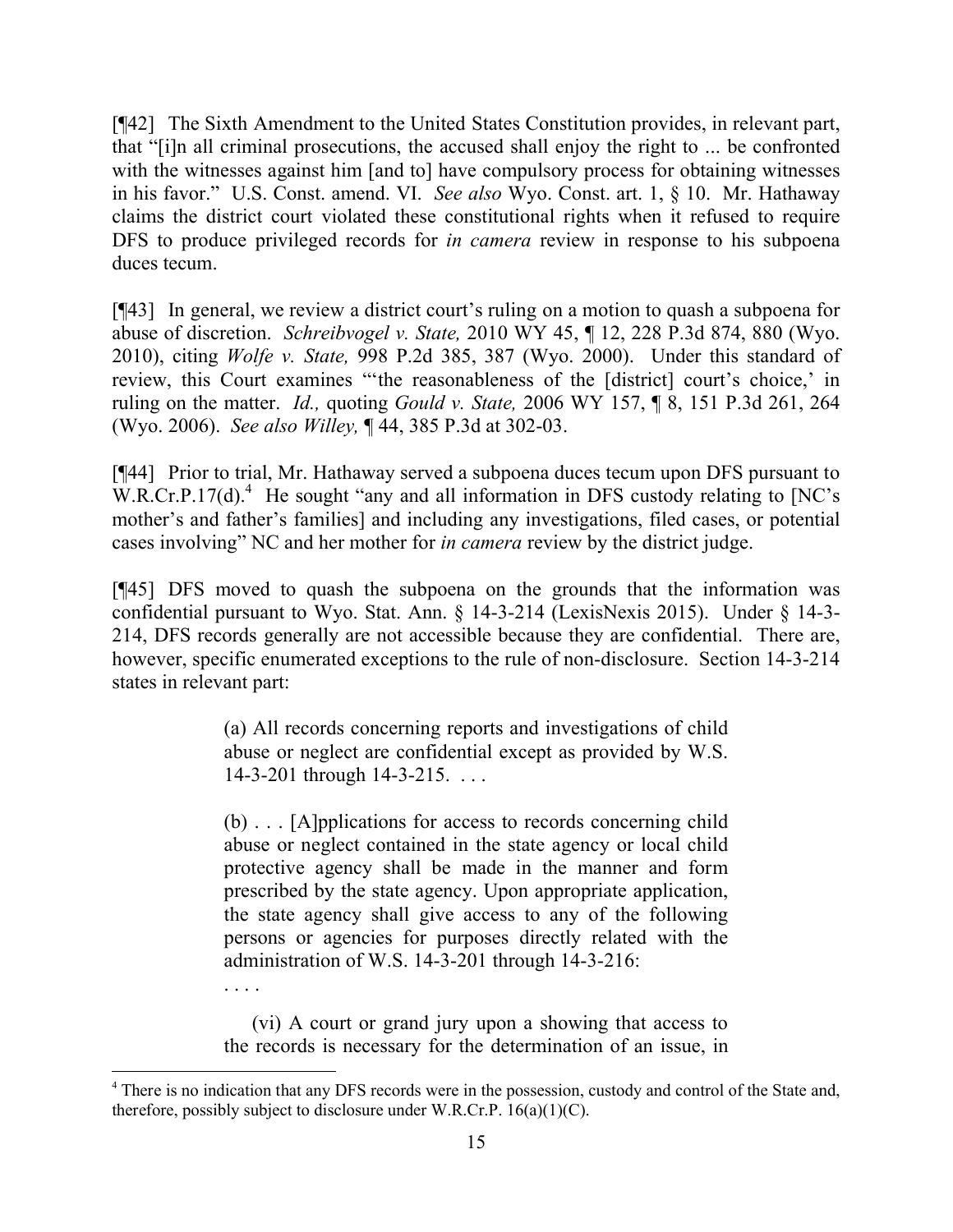[¶42] The Sixth Amendment to the United States Constitution provides, in relevant part, that "[i]n all criminal prosecutions, the accused shall enjoy the right to ... be confronted with the witnesses against him [and to] have compulsory process for obtaining witnesses in his favor." U.S. Const. amend. VI. *See also* Wyo. Const. art. 1, § 10. Mr. Hathaway claims the district court violated these constitutional rights when it refused to require DFS to produce privileged records for *in camera* review in response to his subpoena duces tecum.

[¶43] In general, we review a district court's ruling on a motion to quash a subpoena for abuse of discretion. *Schreibvogel v. State,* 2010 WY 45, ¶ 12, 228 P.3d 874, 880 (Wyo. 2010), citing *Wolfe v. State,* 998 P.2d 385, 387 (Wyo. 2000). Under this standard of review, this Court examines "'the reasonableness of the [district] court's choice,' in ruling on the matter. *Id.,* quoting *Gould v. State,* 2006 WY 157, ¶ 8, 151 P.3d 261, 264 (Wyo. 2006). *See also Willey,* ¶ 44, 385 P.3d at 302-03.

[¶44] Prior to trial, Mr. Hathaway served a subpoena duces tecum upon DFS pursuant to W.R.Cr.P.17(d).[4] He sought "any and all information in DFS custody relating to [NC's mother's and father's families] and including any investigations, filed cases, or potential cases involving" NC and her mother for *in camera* review by the district judge.

[¶45] DFS moved to quash the subpoena on the grounds that the information was confidential pursuant to Wyo. Stat. Ann. § 14-3-214 (LexisNexis 2015). Under § 14-3-214, DFS records generally are not accessible because they are confidential. There are, however, specific enumerated exceptions to the rule of non-disclosure. Section 14-3-214 states in relevant part:

> (a) All records concerning reports and investigations of child abuse or neglect are confidential except as provided by W.S. 14-3-201 through 14-3-215. . . .
>
> (b) . . . [A]pplications for access to records concerning child abuse or neglect contained in the state agency or local child protective agency shall be made in the manner and form prescribed by the state agency. Upon appropriate application, the state agency shall give access to any of the following persons or agencies for purposes directly related with the administration of W.S. 14-3-201 through 14-3-216:
>
> . . . .
>
> (vi) A court or grand jury upon a showing that access to the records is necessary for the determination of an issue, in

[4] There is no indication that any DFS records were in the possession, custody and control of the State and, therefore, possibly subject to disclosure under W.R.Cr.P. 16(a)(1)(C).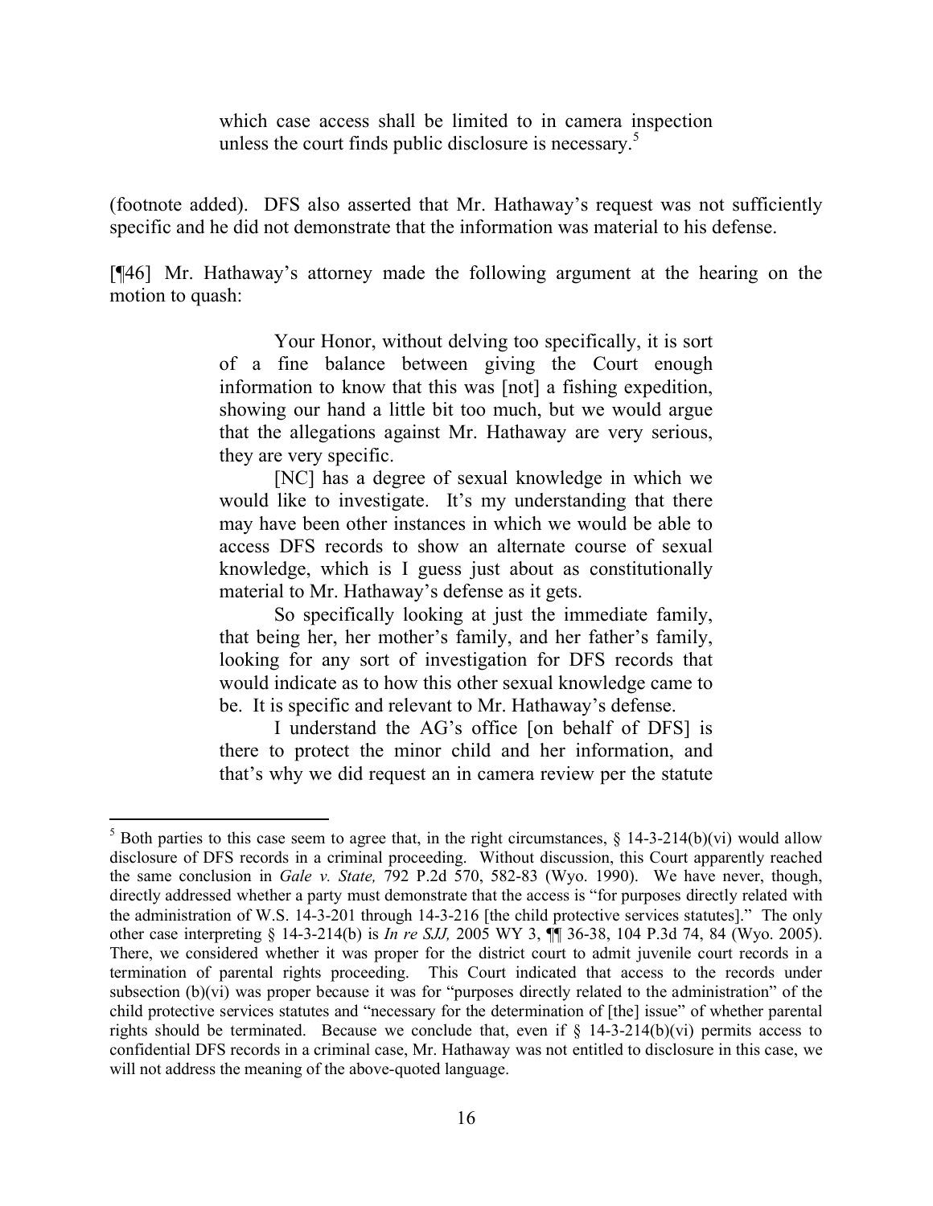> which case access shall be limited to in camera inspection unless the court finds public disclosure is necessary.[5]

(footnote added). DFS also asserted that Mr. Hathaway's request was not sufficiently specific and he did not demonstrate that the information was material to his defense.

[¶46] Mr. Hathaway's attorney made the following argument at the hearing on the motion to quash:

> Your Honor, without delving too specifically, it is sort of a fine balance between giving the Court enough information to know that this was [not] a fishing expedition, showing our hand a little bit too much, but we would argue that the allegations against Mr. Hathaway are very serious, they are very specific.
>
> [NC] has a degree of sexual knowledge in which we would like to investigate. It's my understanding that there may have been other instances in which we would be able to access DFS records to show an alternate course of sexual knowledge, which is I guess just about as constitutionally material to Mr. Hathaway's defense as it gets.
>
> So specifically looking at just the immediate family, that being her, her mother's family, and her father's family, looking for any sort of investigation for DFS records that would indicate as to how this other sexual knowledge came to be. It is specific and relevant to Mr. Hathaway's defense.
>
> I understand the AG's office [on behalf of DFS] is there to protect the minor child and her information, and that's why we did request an in camera review per the statute

---

[5] Both parties to this case seem to agree that, in the right circumstances, § 14-3-214(b)(vi) would allow disclosure of DFS records in a criminal proceeding. Without discussion, this Court apparently reached the same conclusion in *Gale v. State,* 792 P.2d 570, 582-83 (Wyo. 1990). We have never, though, directly addressed whether a party must demonstrate that the access is "for purposes directly related with the administration of W.S. 14-3-201 through 14-3-216 [the child protective services statutes]." The only other case interpreting § 14-3-214(b) is *In re SJJ,* 2005 WY 3, ¶¶ 36-38, 104 P.3d 74, 84 (Wyo. 2005). There, we considered whether it was proper for the district court to admit juvenile court records in a termination of parental rights proceeding. This Court indicated that access to the records under subsection (b)(vi) was proper because it was for "purposes directly related to the administration" of the child protective services statutes and "necessary for the determination of [the] issue" of whether parental rights should be terminated. Because we conclude that, even if § 14-3-214(b)(vi) permits access to confidential DFS records in a criminal case, Mr. Hathaway was not entitled to disclosure in this case, we will not address the meaning of the above-quoted language.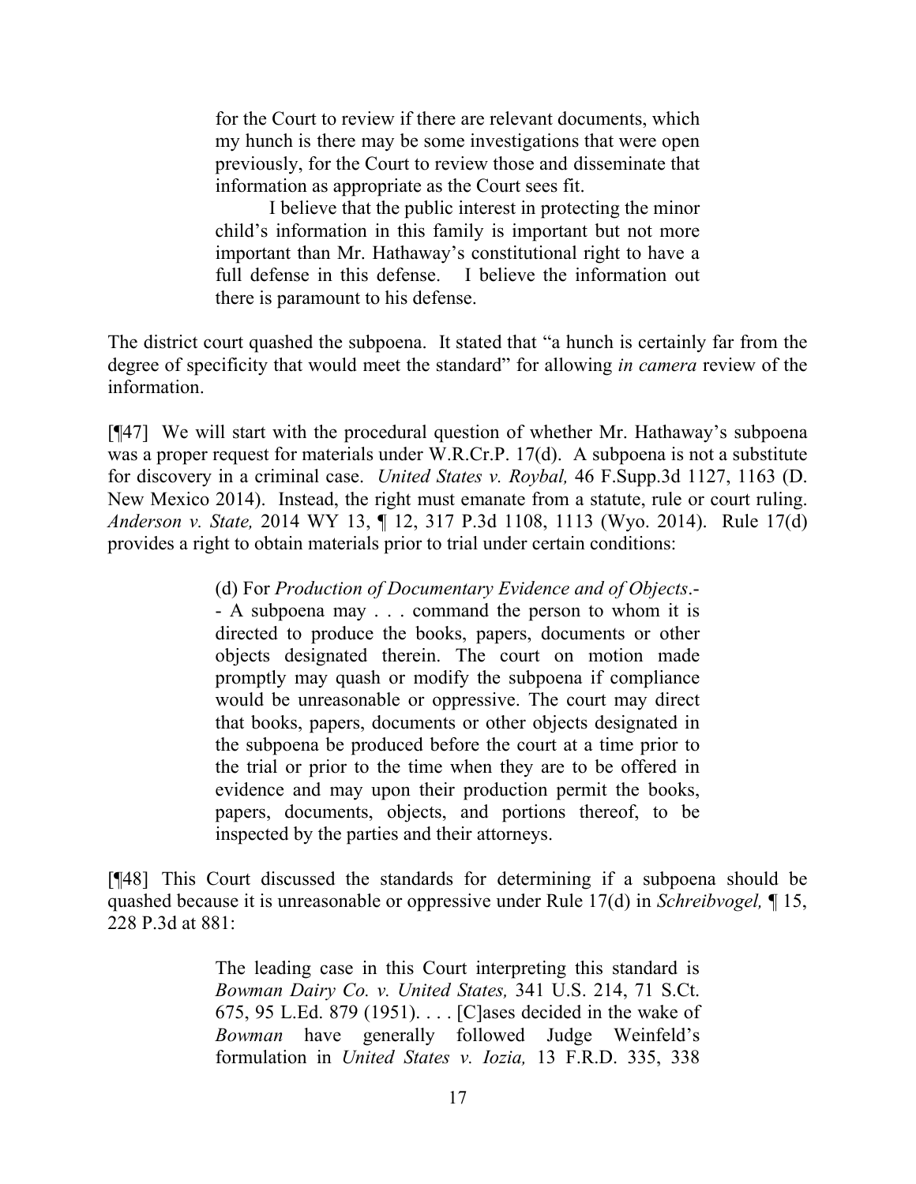> for the Court to review if there are relevant documents, which my hunch is there may be some investigations that were open previously, for the Court to review those and disseminate that information as appropriate as the Court sees fit.
>
> I believe that the public interest in protecting the minor child's information in this family is important but not more important than Mr. Hathaway's constitutional right to have a full defense in this defense. I believe the information out there is paramount to his defense.

The district court quashed the subpoena. It stated that "a hunch is certainly far from the degree of specificity that would meet the standard" for allowing *in camera* review of the information.

[¶47] We will start with the procedural question of whether Mr. Hathaway's subpoena was a proper request for materials under W.R.Cr.P. 17(d). A subpoena is not a substitute for discovery in a criminal case. *United States v. Roybal,* 46 F.Supp.3d 1127, 1163 (D. New Mexico 2014). Instead, the right must emanate from a statute, rule or court ruling. *Anderson v. State,* 2014 WY 13, ¶ 12, 317 P.3d 1108, 1113 (Wyo. 2014). Rule 17(d) provides a right to obtain materials prior to trial under certain conditions:

> (d) For *Production of Documentary Evidence and of Objects*.-- A subpoena may . . . command the person to whom it is directed to produce the books, papers, documents or other objects designated therein. The court on motion made promptly may quash or modify the subpoena if compliance would be unreasonable or oppressive. The court may direct that books, papers, documents or other objects designated in the subpoena be produced before the court at a time prior to the trial or prior to the time when they are to be offered in evidence and may upon their production permit the books, papers, documents, objects, and portions thereof, to be inspected by the parties and their attorneys.

[¶48] This Court discussed the standards for determining if a subpoena should be quashed because it is unreasonable or oppressive under Rule 17(d) in *Schreibvogel,* ¶ 15, 228 P.3d at 881:

> The leading case in this Court interpreting this standard is *Bowman Dairy Co. v. United States,* 341 U.S. 214, 71 S.Ct. 675, 95 L.Ed. 879 (1951). . . . [C]ases decided in the wake of *Bowman* have generally followed Judge Weinfeld's formulation in *United States v. Iozia,* 13 F.R.D. 335, 338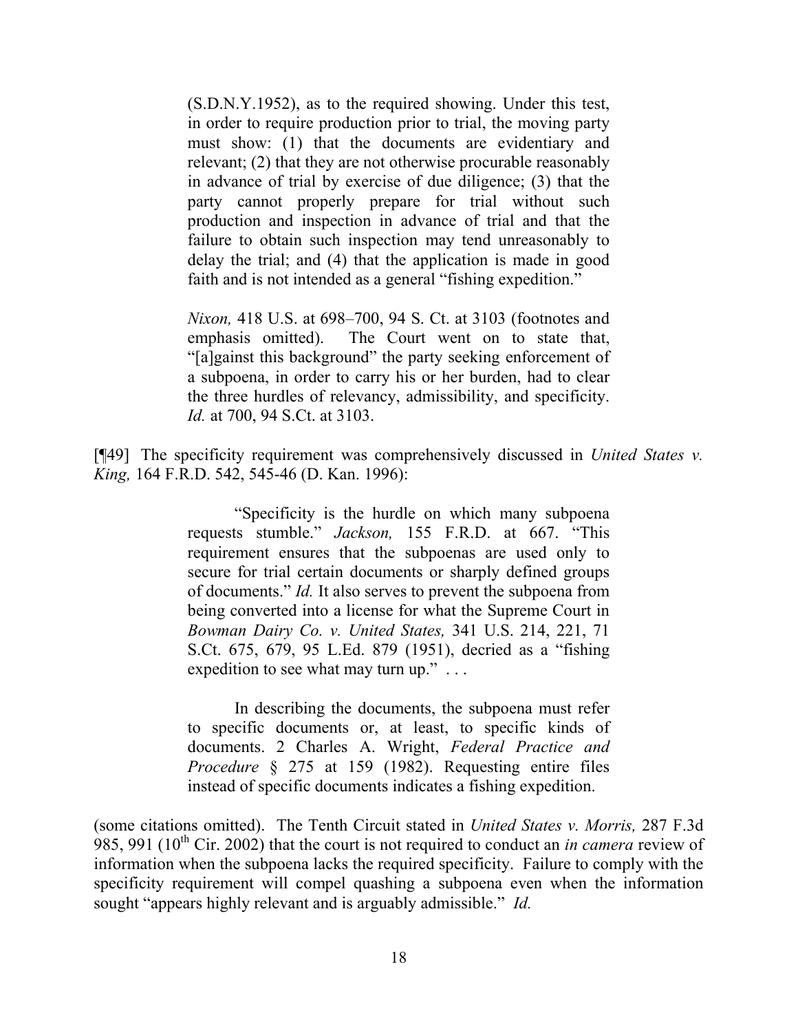> (S.D.N.Y.1952), as to the required showing. Under this test, in order to require production prior to trial, the moving party must show: (1) that the documents are evidentiary and relevant; (2) that they are not otherwise procurable reasonably in advance of trial by exercise of due diligence; (3) that the party cannot properly prepare for trial without such production and inspection in advance of trial and that the failure to obtain such inspection may tend unreasonably to delay the trial; and (4) that the application is made in good faith and is not intended as a general "fishing expedition."
>
> *Nixon,* 418 U.S. at 698–700, 94 S. Ct. at 3103 (footnotes and emphasis omitted). The Court went on to state that, "[a]gainst this background" the party seeking enforcement of a subpoena, in order to carry his or her burden, had to clear the three hurdles of relevancy, admissibility, and specificity. *Id.* at 700, 94 S.Ct. at 3103.

[¶49] The specificity requirement was comprehensively discussed in *United States v. King,* 164 F.R.D. 542, 545-46 (D. Kan. 1996):

> "Specificity is the hurdle on which many subpoena requests stumble." *Jackson,* 155 F.R.D. at 667. "This requirement ensures that the subpoenas are used only to secure for trial certain documents or sharply defined groups of documents." *Id.* It also serves to prevent the subpoena from being converted into a license for what the Supreme Court in *Bowman Dairy Co. v. United States,* 341 U.S. 214, 221, 71 S.Ct. 675, 679, 95 L.Ed. 879 (1951), decried as a "fishing expedition to see what may turn up." . . .
>
> In describing the documents, the subpoena must refer to specific documents or, at least, to specific kinds of documents. 2 Charles A. Wright, *Federal Practice and Procedure* § 275 at 159 (1982). Requesting entire files instead of specific documents indicates a fishing expedition.

(some citations omitted). The Tenth Circuit stated in *United States v. Morris,* 287 F.3d 985, 991 (10th Cir. 2002) that the court is not required to conduct an *in camera* review of information when the subpoena lacks the required specificity. Failure to comply with the specificity requirement will compel quashing a subpoena even when the information sought "appears highly relevant and is arguably admissible." *Id.*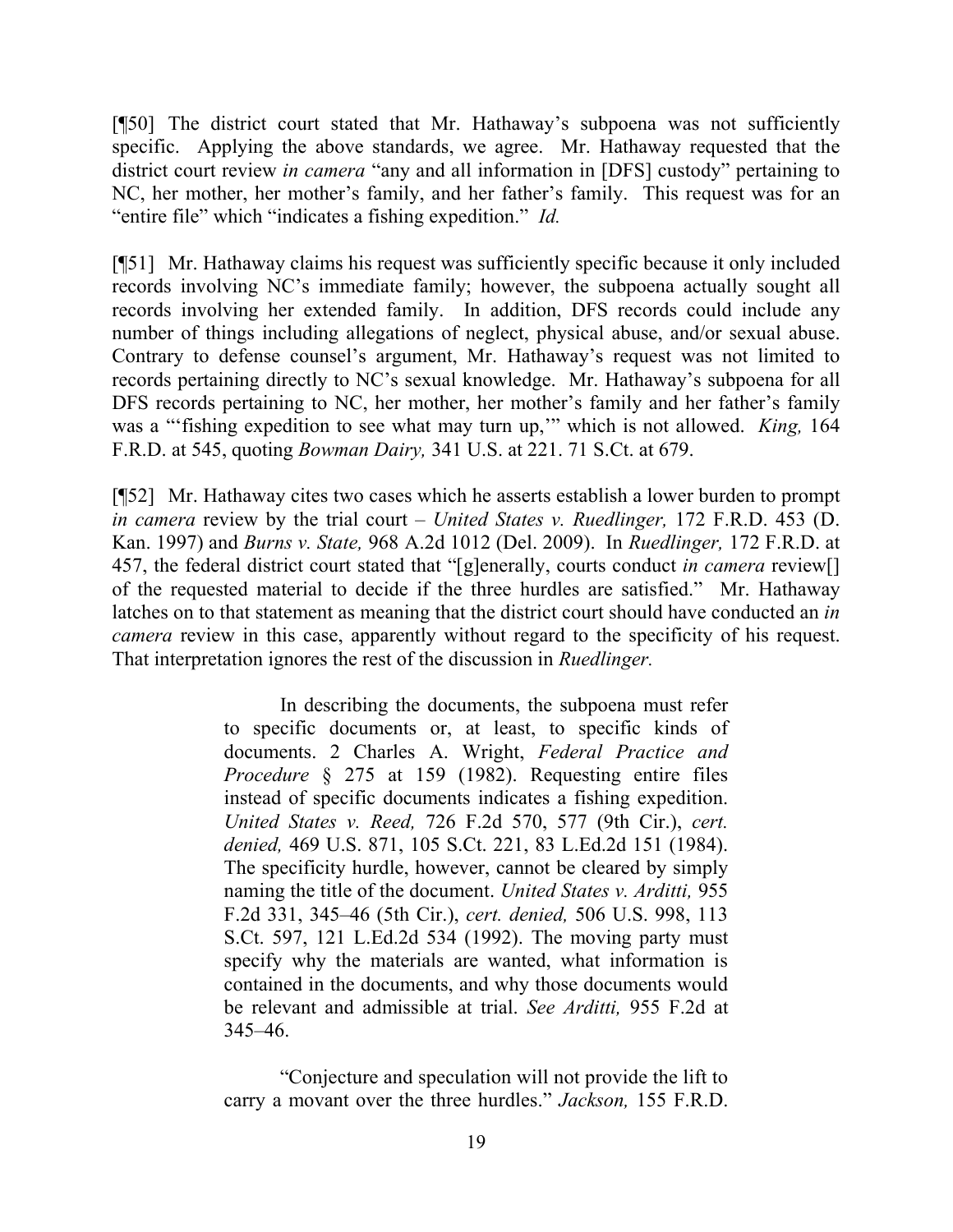[¶50] The district court stated that Mr. Hathaway's subpoena was not sufficiently specific. Applying the above standards, we agree. Mr. Hathaway requested that the district court review *in camera* "any and all information in [DFS] custody" pertaining to NC, her mother, her mother's family, and her father's family. This request was for an "entire file" which "indicates a fishing expedition." *Id.*

[¶51] Mr. Hathaway claims his request was sufficiently specific because it only included records involving NC's immediate family; however, the subpoena actually sought all records involving her extended family. In addition, DFS records could include any number of things including allegations of neglect, physical abuse, and/or sexual abuse. Contrary to defense counsel's argument, Mr. Hathaway's request was not limited to records pertaining directly to NC's sexual knowledge. Mr. Hathaway's subpoena for all DFS records pertaining to NC, her mother, her mother's family and her father's family was a "'fishing expedition to see what may turn up,'" which is not allowed. *King,* 164 F.R.D. at 545, quoting *Bowman Dairy,* 341 U.S. at 221. 71 S.Ct. at 679.

[¶52] Mr. Hathaway cites two cases which he asserts establish a lower burden to prompt *in camera* review by the trial court – *United States v. Ruedlinger,* 172 F.R.D. 453 (D. Kan. 1997) and *Burns v. State,* 968 A.2d 1012 (Del. 2009). In *Ruedlinger,* 172 F.R.D. at 457, the federal district court stated that "[g]enerally, courts conduct *in camera* review[] of the requested material to decide if the three hurdles are satisfied." Mr. Hathaway latches on to that statement as meaning that the district court should have conducted an *in camera* review in this case, apparently without regard to the specificity of his request. That interpretation ignores the rest of the discussion in *Ruedlinger.*

> In describing the documents, the subpoena must refer to specific documents or, at least, to specific kinds of documents. 2 Charles A. Wright, *Federal Practice and Procedure* § 275 at 159 (1982). Requesting entire files instead of specific documents indicates a fishing expedition. *United States v. Reed,* 726 F.2d 570, 577 (9th Cir.), *cert. denied,* 469 U.S. 871, 105 S.Ct. 221, 83 L.Ed.2d 151 (1984). The specificity hurdle, however, cannot be cleared by simply naming the title of the document. *United States v. Arditti,* 955 F.2d 331, 345–46 (5th Cir.), *cert. denied,* 506 U.S. 998, 113 S.Ct. 597, 121 L.Ed.2d 534 (1992). The moving party must specify why the materials are wanted, what information is contained in the documents, and why those documents would be relevant and admissible at trial. *See Arditti,* 955 F.2d at 345–46.
>
> "Conjecture and speculation will not provide the lift to carry a movant over the three hurdles." *Jackson,* 155 F.R.D.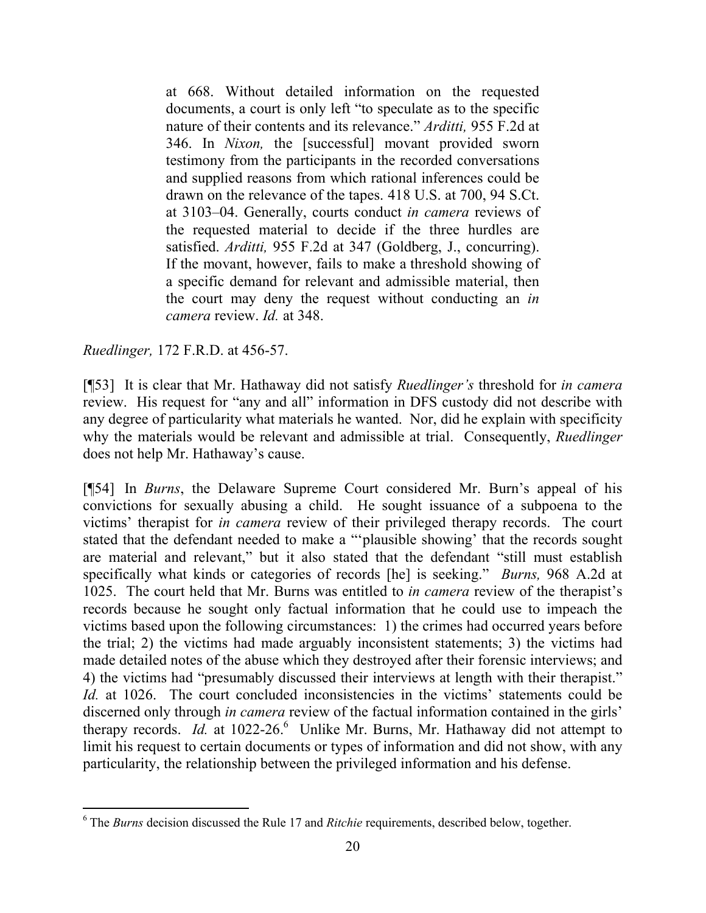> at 668. Without detailed information on the requested documents, a court is only left "to speculate as to the specific nature of their contents and its relevance." *Arditti,* 955 F.2d at 346. In *Nixon,* the [successful] movant provided sworn testimony from the participants in the recorded conversations and supplied reasons from which rational inferences could be drawn on the relevance of the tapes. 418 U.S. at 700, 94 S.Ct. at 3103–04. Generally, courts conduct *in camera* reviews of the requested material to decide if the three hurdles are satisfied. *Arditti,* 955 F.2d at 347 (Goldberg, J., concurring). If the movant, however, fails to make a threshold showing of a specific demand for relevant and admissible material, then the court may deny the request without conducting an *in camera* review. *Id.* at 348.

*Ruedlinger,* 172 F.R.D. at 456-57.

[¶53] It is clear that Mr. Hathaway did not satisfy *Ruedlinger's* threshold for *in camera* review. His request for "any and all" information in DFS custody did not describe with any degree of particularity what materials he wanted. Nor, did he explain with specificity why the materials would be relevant and admissible at trial. Consequently, *Ruedlinger* does not help Mr. Hathaway's cause.

[¶54] In *Burns*, the Delaware Supreme Court considered Mr. Burn's appeal of his convictions for sexually abusing a child. He sought issuance of a subpoena to the victims' therapist for *in camera* review of their privileged therapy records. The court stated that the defendant needed to make a "'plausible showing' that the records sought are material and relevant," but it also stated that the defendant "still must establish specifically what kinds or categories of records [he] is seeking." *Burns,* 968 A.2d at 1025. The court held that Mr. Burns was entitled to *in camera* review of the therapist's records because he sought only factual information that he could use to impeach the victims based upon the following circumstances: 1) the crimes had occurred years before the trial; 2) the victims had made arguably inconsistent statements; 3) the victims had made detailed notes of the abuse which they destroyed after their forensic interviews; and 4) the victims had "presumably discussed their interviews at length with their therapist." *Id.* at 1026. The court concluded inconsistencies in the victims' statements could be discerned only through *in camera* review of the factual information contained in the girls' therapy records. *Id.* at 1022-26.[6] Unlike Mr. Burns, Mr. Hathaway did not attempt to limit his request to certain documents or types of information and did not show, with any particularity, the relationship between the privileged information and his defense.

---

[6] The *Burns* decision discussed the Rule 17 and *Ritchie* requirements, described below, together.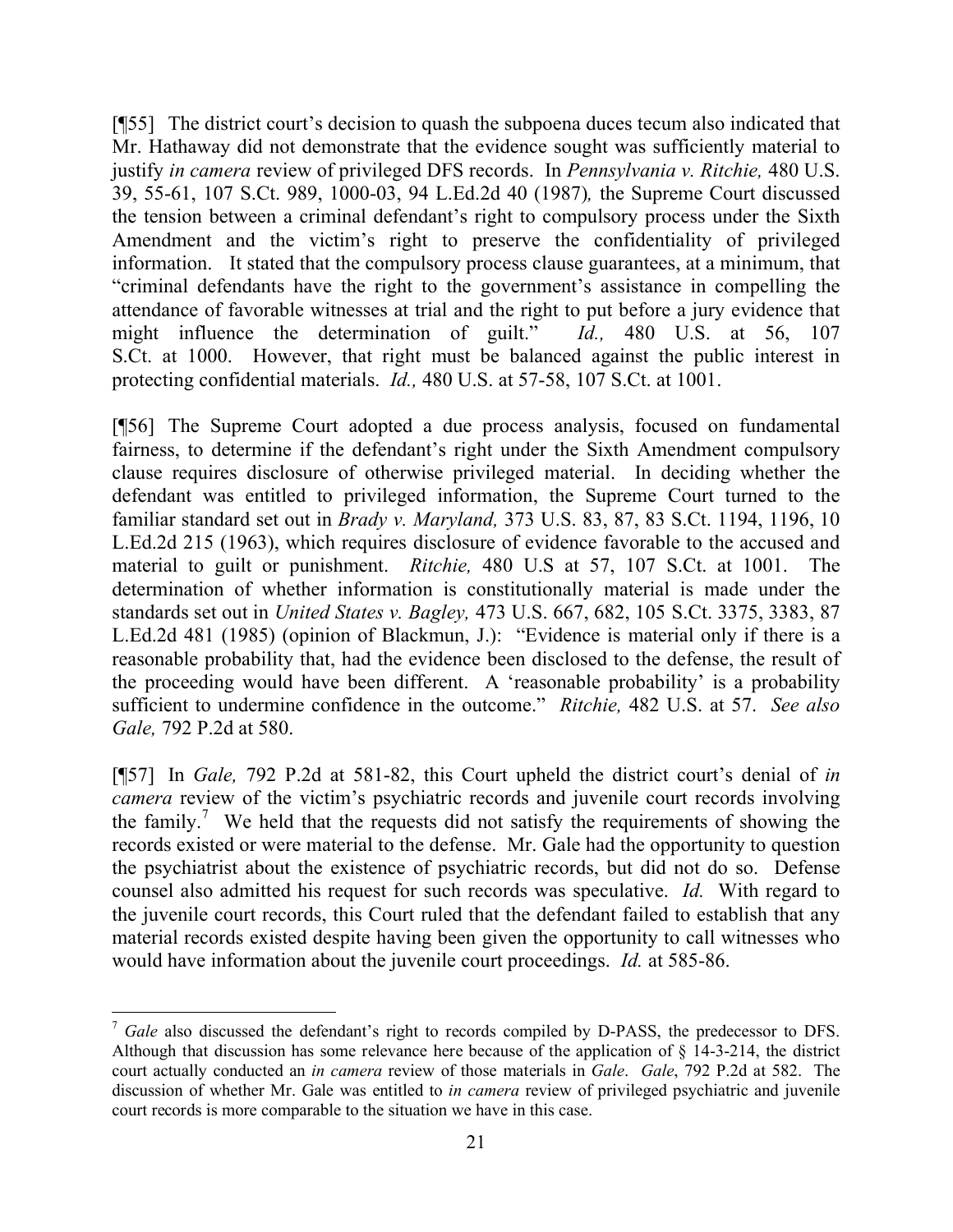[¶55] The district court's decision to quash the subpoena duces tecum also indicated that Mr. Hathaway did not demonstrate that the evidence sought was sufficiently material to justify *in camera* review of privileged DFS records. In *Pennsylvania v. Ritchie,* 480 U.S. 39, 55-61, 107 S.Ct. 989, 1000-03, 94 L.Ed.2d 40 (1987)*,* the Supreme Court discussed the tension between a criminal defendant's right to compulsory process under the Sixth Amendment and the victim's right to preserve the confidentiality of privileged information. It stated that the compulsory process clause guarantees, at a minimum, that "criminal defendants have the right to the government's assistance in compelling the attendance of favorable witnesses at trial and the right to put before a jury evidence that might influence the determination of guilt." *Id.,* 480 U.S. at 56, 107 S.Ct. at 1000. However, that right must be balanced against the public interest in protecting confidential materials. *Id.,* 480 U.S. at 57-58, 107 S.Ct. at 1001.

[¶56] The Supreme Court adopted a due process analysis, focused on fundamental fairness, to determine if the defendant's right under the Sixth Amendment compulsory clause requires disclosure of otherwise privileged material. In deciding whether the defendant was entitled to privileged information, the Supreme Court turned to the familiar standard set out in *Brady v. Maryland,* 373 U.S. 83, 87, 83 S.Ct. 1194, 1196, 10 L.Ed.2d 215 (1963), which requires disclosure of evidence favorable to the accused and material to guilt or punishment. *Ritchie,* 480 U.S at 57, 107 S.Ct. at 1001. The determination of whether information is constitutionally material is made under the standards set out in *United States v. Bagley,* 473 U.S. 667, 682, 105 S.Ct. 3375, 3383, 87 L.Ed.2d 481 (1985) (opinion of Blackmun, J.): "Evidence is material only if there is a reasonable probability that, had the evidence been disclosed to the defense, the result of the proceeding would have been different. A 'reasonable probability' is a probability sufficient to undermine confidence in the outcome." *Ritchie,* 482 U.S. at 57. *See also Gale,* 792 P.2d at 580.

[¶57] In *Gale,* 792 P.2d at 581-82, this Court upheld the district court's denial of *in camera* review of the victim's psychiatric records and juvenile court records involving the family.[7] We held that the requests did not satisfy the requirements of showing the records existed or were material to the defense. Mr. Gale had the opportunity to question the psychiatrist about the existence of psychiatric records, but did not do so. Defense counsel also admitted his request for such records was speculative. *Id.* With regard to the juvenile court records, this Court ruled that the defendant failed to establish that any material records existed despite having been given the opportunity to call witnesses who would have information about the juvenile court proceedings. *Id.* at 585-86.

[7] *Gale* also discussed the defendant's right to records compiled by D-PASS, the predecessor to DFS. Although that discussion has some relevance here because of the application of § 14-3-214, the district court actually conducted an *in camera* review of those materials in *Gale*. *Gale*, 792 P.2d at 582. The discussion of whether Mr. Gale was entitled to *in camera* review of privileged psychiatric and juvenile court records is more comparable to the situation we have in this case.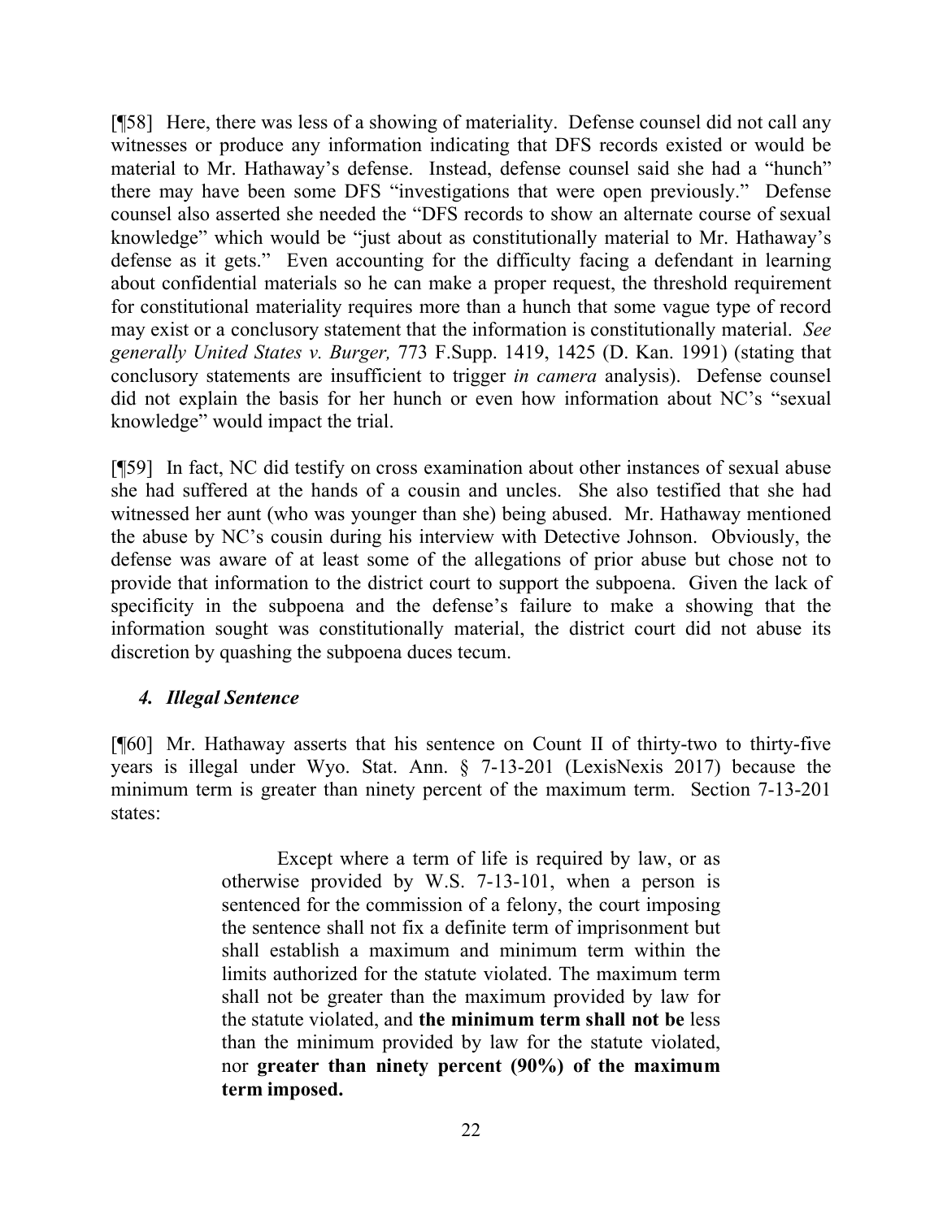[¶58] Here, there was less of a showing of materiality. Defense counsel did not call any witnesses or produce any information indicating that DFS records existed or would be material to Mr. Hathaway's defense. Instead, defense counsel said she had a "hunch" there may have been some DFS "investigations that were open previously." Defense counsel also asserted she needed the "DFS records to show an alternate course of sexual knowledge" which would be "just about as constitutionally material to Mr. Hathaway's defense as it gets." Even accounting for the difficulty facing a defendant in learning about confidential materials so he can make a proper request, the threshold requirement for constitutional materiality requires more than a hunch that some vague type of record may exist or a conclusory statement that the information is constitutionally material. *See generally United States v. Burger,* 773 F.Supp. 1419, 1425 (D. Kan. 1991) (stating that conclusory statements are insufficient to trigger *in camera* analysis). Defense counsel did not explain the basis for her hunch or even how information about NC's "sexual knowledge" would impact the trial.

[¶59] In fact, NC did testify on cross examination about other instances of sexual abuse she had suffered at the hands of a cousin and uncles. She also testified that she had witnessed her aunt (who was younger than she) being abused. Mr. Hathaway mentioned the abuse by NC's cousin during his interview with Detective Johnson. Obviously, the defense was aware of at least some of the allegations of prior abuse but chose not to provide that information to the district court to support the subpoena. Given the lack of specificity in the subpoena and the defense's failure to make a showing that the information sought was constitutionally material, the district court did not abuse its discretion by quashing the subpoena duces tecum.

### *4. Illegal Sentence*

[¶60] Mr. Hathaway asserts that his sentence on Count II of thirty-two to thirty-five years is illegal under Wyo. Stat. Ann. § 7-13-201 (LexisNexis 2017) because the minimum term is greater than ninety percent of the maximum term. Section 7-13-201 states:

> Except where a term of life is required by law, or as otherwise provided by W.S. 7-13-101, when a person is sentenced for the commission of a felony, the court imposing the sentence shall not fix a definite term of imprisonment but shall establish a maximum and minimum term within the limits authorized for the statute violated. The maximum term shall not be greater than the maximum provided by law for the statute violated, and **the minimum term shall not be** less than the minimum provided by law for the statute violated, nor **greater than ninety percent (90%) of the maximum term imposed.**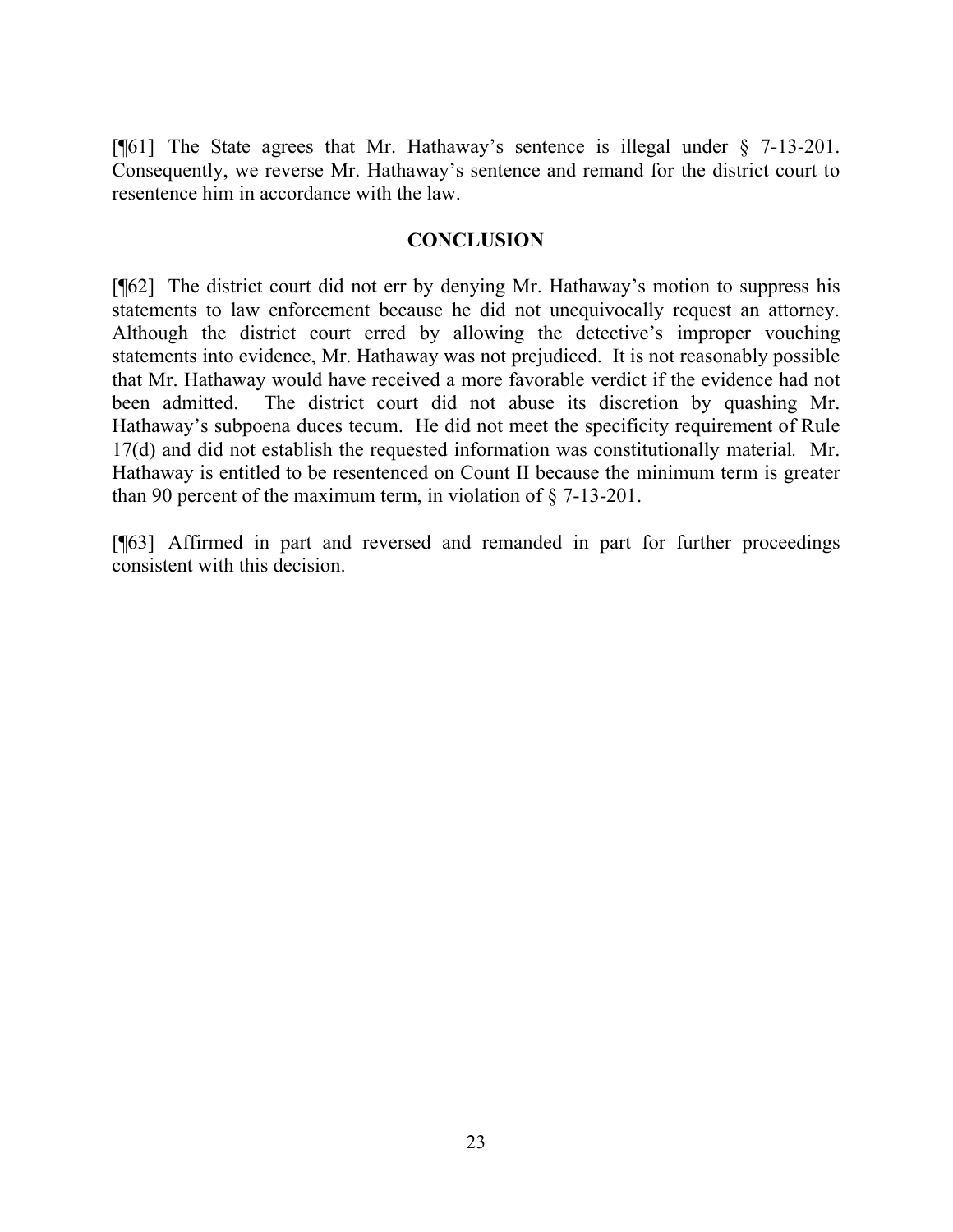[¶61] The State agrees that Mr. Hathaway's sentence is illegal under § 7-13-201. Consequently, we reverse Mr. Hathaway's sentence and remand for the district court to resentence him in accordance with the law.

## CONCLUSION

[¶62] The district court did not err by denying Mr. Hathaway's motion to suppress his statements to law enforcement because he did not unequivocally request an attorney. Although the district court erred by allowing the detective's improper vouching statements into evidence, Mr. Hathaway was not prejudiced. It is not reasonably possible that Mr. Hathaway would have received a more favorable verdict if the evidence had not been admitted. The district court did not abuse its discretion by quashing Mr. Hathaway's subpoena duces tecum. He did not meet the specificity requirement of Rule 17(d) and did not establish the requested information was constitutionally material. Mr. Hathaway is entitled to be resentenced on Count II because the minimum term is greater than 90 percent of the maximum term, in violation of § 7-13-201.

[¶63] Affirmed in part and reversed and remanded in part for further proceedings consistent with this decision.